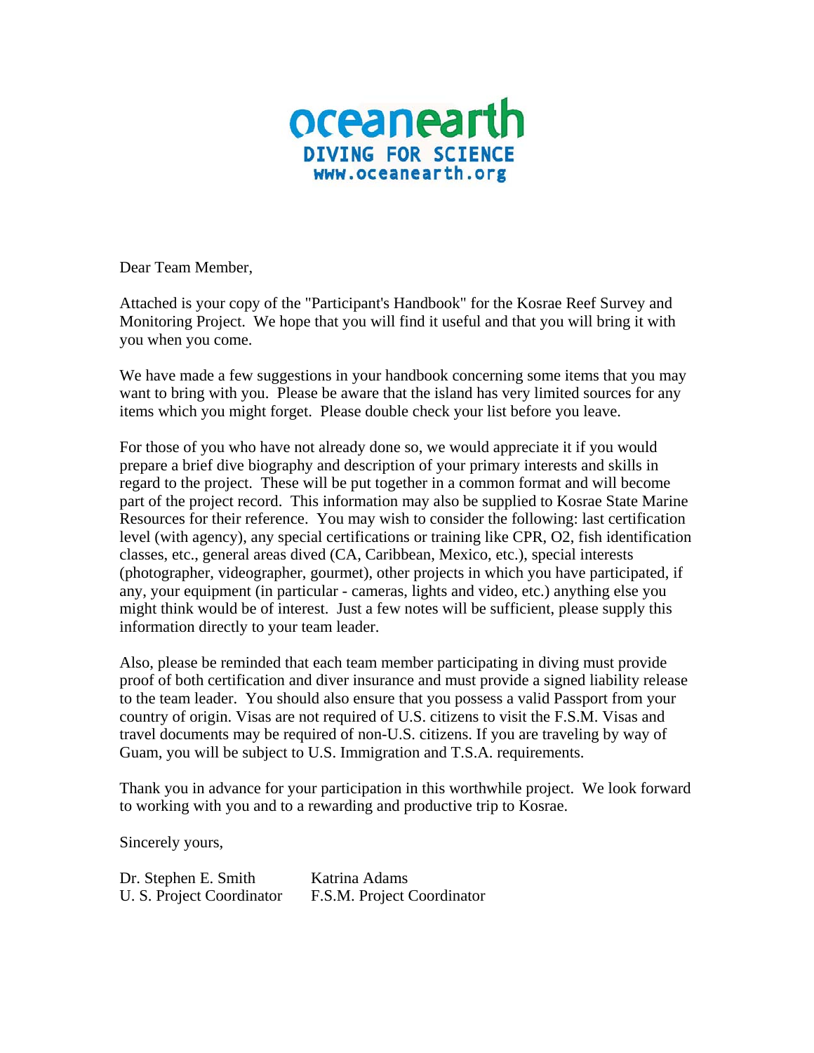**oceanearth**
**DIVING FOR SCIENCE**
**www.oceanearth.org**

Dear Team Member,

Attached is your copy of the "Participant's Handbook" for the Kosrae Reef Survey and Monitoring Project. We hope that you will find it useful and that you will bring it with you when you come.

We have made a few suggestions in your handbook concerning some items that you may want to bring with you. Please be aware that the island has very limited sources for any items which you might forget. Please double check your list before you leave.

For those of you who have not already done so, we would appreciate it if you would prepare a brief dive biography and description of your primary interests and skills in regard to the project. These will be put together in a common format and will become part of the project record. This information may also be supplied to Kosrae State Marine Resources for their reference. You may wish to consider the following: last certification level (with agency), any special certifications or training like CPR, O2, fish identification classes, etc., general areas dived (CA, Caribbean, Mexico, etc.), special interests (photographer, videographer, gourmet), other projects in which you have participated, if any, your equipment (in particular - cameras, lights and video, etc.) anything else you might think would be of interest. Just a few notes will be sufficient, please supply this information directly to your team leader.

Also, please be reminded that each team member participating in diving must provide proof of both certification and diver insurance and must provide a signed liability release to the team leader. You should also ensure that you possess a valid Passport from your country of origin. Visas are not required of U.S. citizens to visit the F.S.M. Visas and travel documents may be required of non-U.S. citizens. If you are traveling by way of Guam, you will be subject to U.S. Immigration and T.S.A. requirements.

Thank you in advance for your participation in this worthwhile project. We look forward to working with you and to a rewarding and productive trip to Kosrae.

Sincerely yours,

| Dr. Stephen E. Smith | Katrina Adams |
| --- | --- |
| U. S. Project Coordinator | F.S.M. Project Coordinator |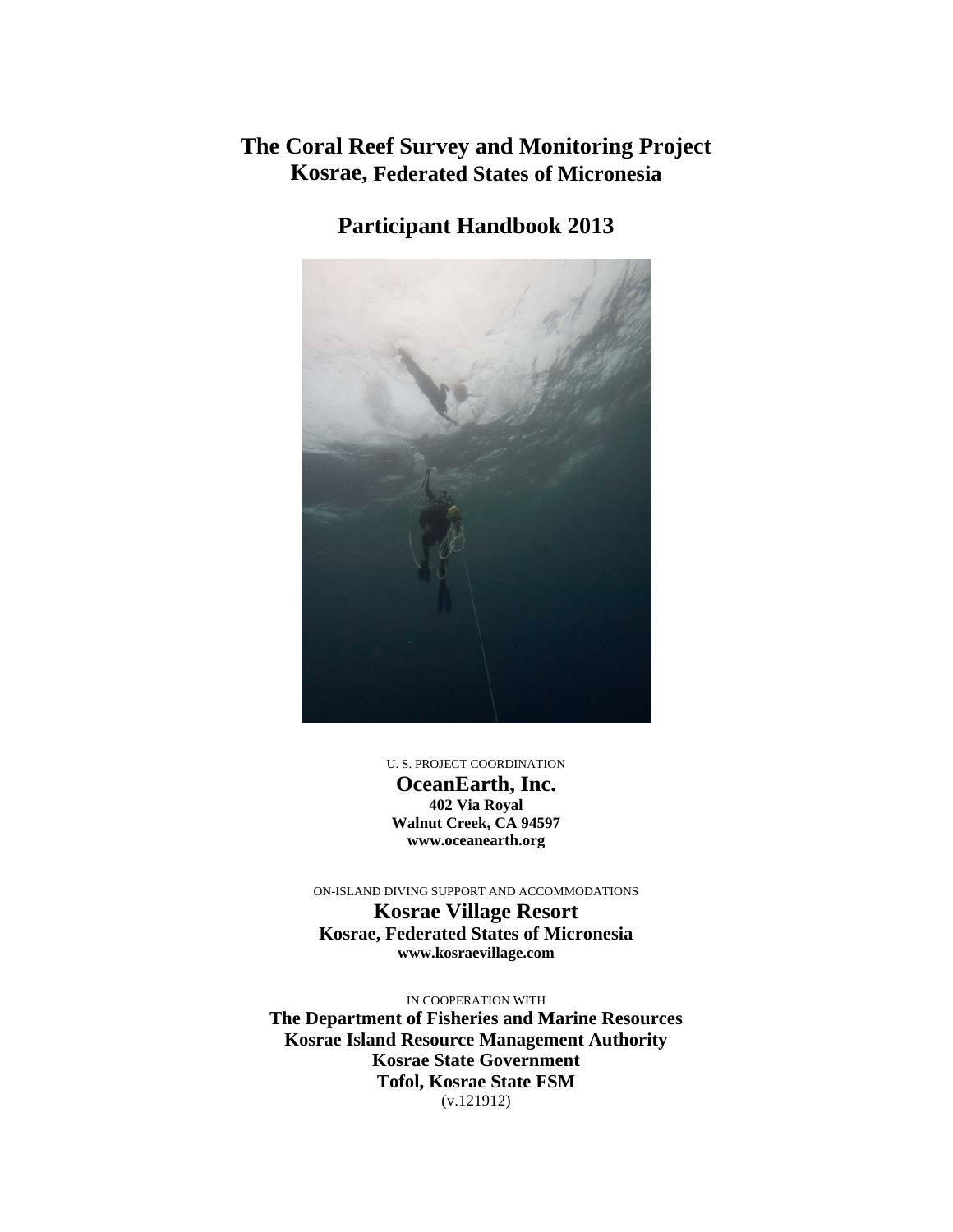# The Coral Reef Survey and Monitoring Project
## Kosrae, Federated States of Micronesia

## Participant Handbook 2013

U. S. PROJECT COORDINATION

**OceanEarth, Inc.**
**402 Via Royal**
**Walnut Creek, CA 94597**
**www.oceanearth.org**

ON-ISLAND DIVING SUPPORT AND ACCOMMODATIONS

**Kosrae Village Resort**
**Kosrae, Federated States of Micronesia**
**www.kosraevillage.com**

IN COOPERATION WITH

**The Department of Fisheries and Marine Resources**
**Kosrae Island Resource Management Authority**
**Kosrae State Government**
**Tofol, Kosrae State FSM**
(v.121912)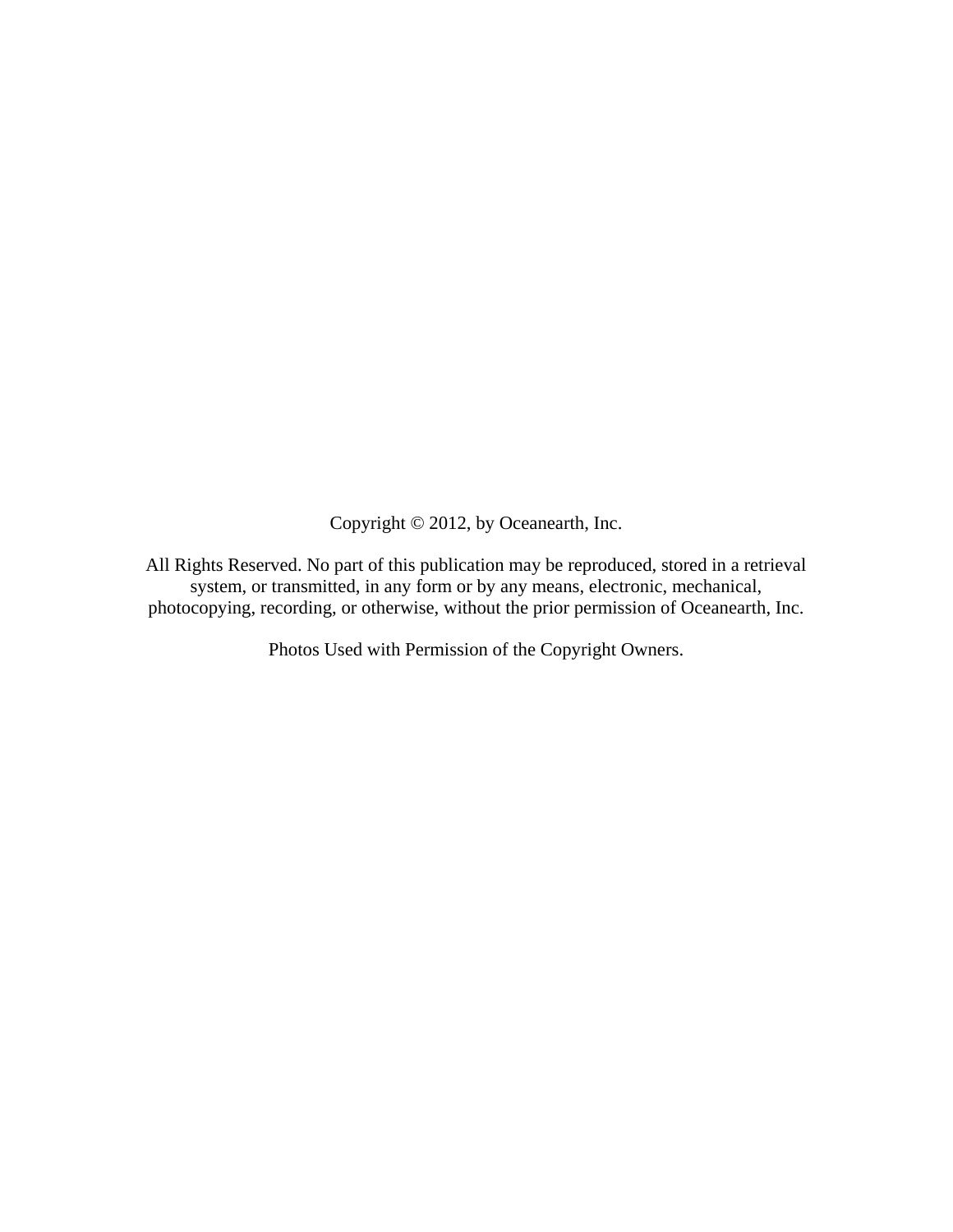Copyright © 2012, by Oceanearth, Inc.

All Rights Reserved. No part of this publication may be reproduced, stored in a retrieval system, or transmitted, in any form or by any means, electronic, mechanical, photocopying, recording, or otherwise, without the prior permission of Oceanearth, Inc.

Photos Used with Permission of the Copyright Owners.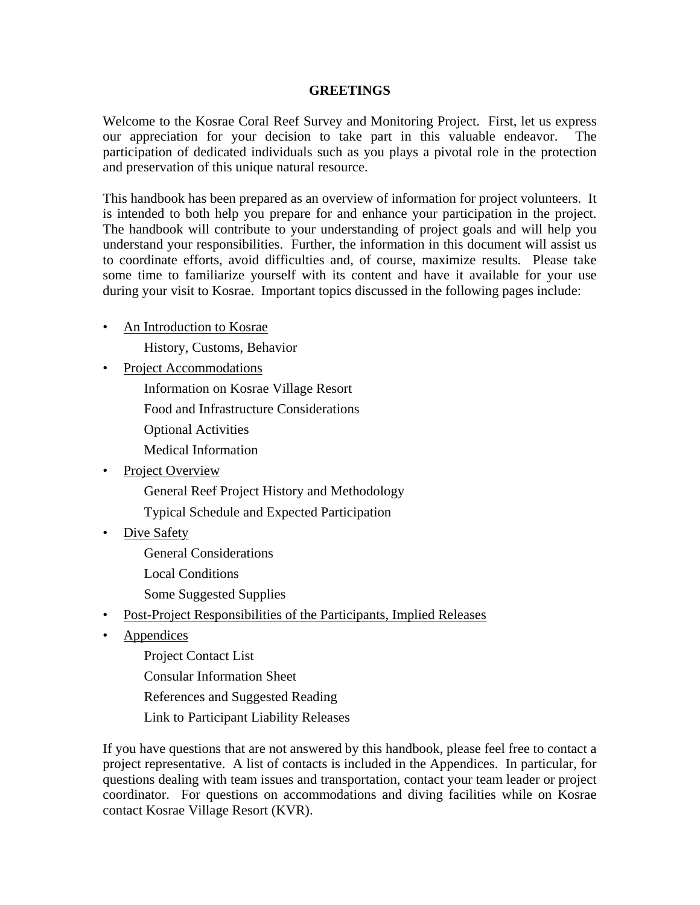## GREETINGS

Welcome to the Kosrae Coral Reef Survey and Monitoring Project. First, let us express our appreciation for your decision to take part in this valuable endeavor. The participation of dedicated individuals such as you plays a pivotal role in the protection and preservation of this unique natural resource.

This handbook has been prepared as an overview of information for project volunteers. It is intended to both help you prepare for and enhance your participation in the project. The handbook will contribute to your understanding of project goals and will help you understand your responsibilities. Further, the information in this document will assist us to coordinate efforts, avoid difficulties and, of course, maximize results. Please take some time to familiarize yourself with its content and have it available for your use during your visit to Kosrae. Important topics discussed in the following pages include:

- <u>An Introduction to Kosrae</u>
  - History, Customs, Behavior
- <u>Project Accommodations</u>
  - Information on Kosrae Village Resort
  - Food and Infrastructure Considerations
  - Optional Activities
  - Medical Information
- <u>Project Overview</u>
  - General Reef Project History and Methodology
  - Typical Schedule and Expected Participation
- <u>Dive Safety</u>
  - General Considerations
  - Local Conditions
  - Some Suggested Supplies
- <u>Post-Project Responsibilities of the Participants, Implied Releases</u>
- <u>Appendices</u>
  - Project Contact List
  - Consular Information Sheet
  - References and Suggested Reading
  - Link to Participant Liability Releases

If you have questions that are not answered by this handbook, please feel free to contact a project representative. A list of contacts is included in the Appendices. In particular, for questions dealing with team issues and transportation, contact your team leader or project coordinator. For questions on accommodations and diving facilities while on Kosrae contact Kosrae Village Resort (KVR).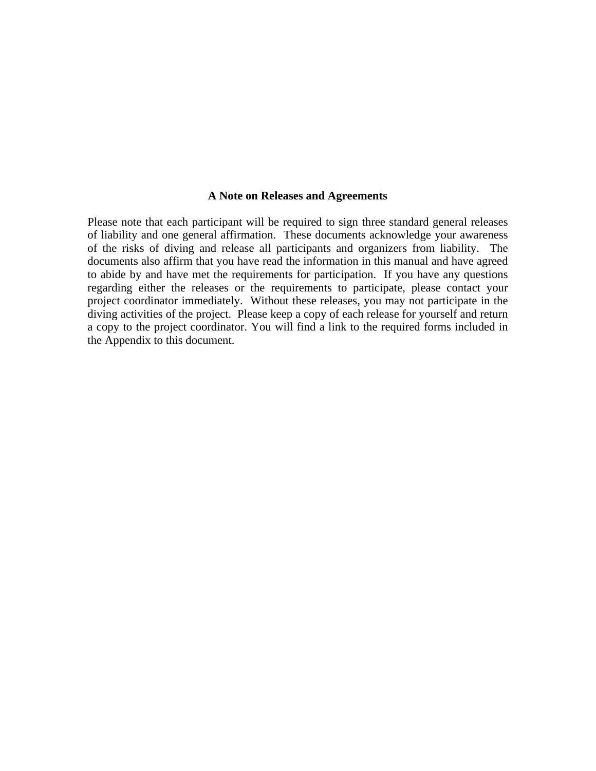## A Note on Releases and Agreements

Please note that each participant will be required to sign three standard general releases of liability and one general affirmation. These documents acknowledge your awareness of the risks of diving and release all participants and organizers from liability. The documents also affirm that you have read the information in this manual and have agreed to abide by and have met the requirements for participation. If you have any questions regarding either the releases or the requirements to participate, please contact your project coordinator immediately. Without these releases, you may not participate in the diving activities of the project. Please keep a copy of each release for yourself and return a copy to the project coordinator. You will find a link to the required forms included in the Appendix to this document.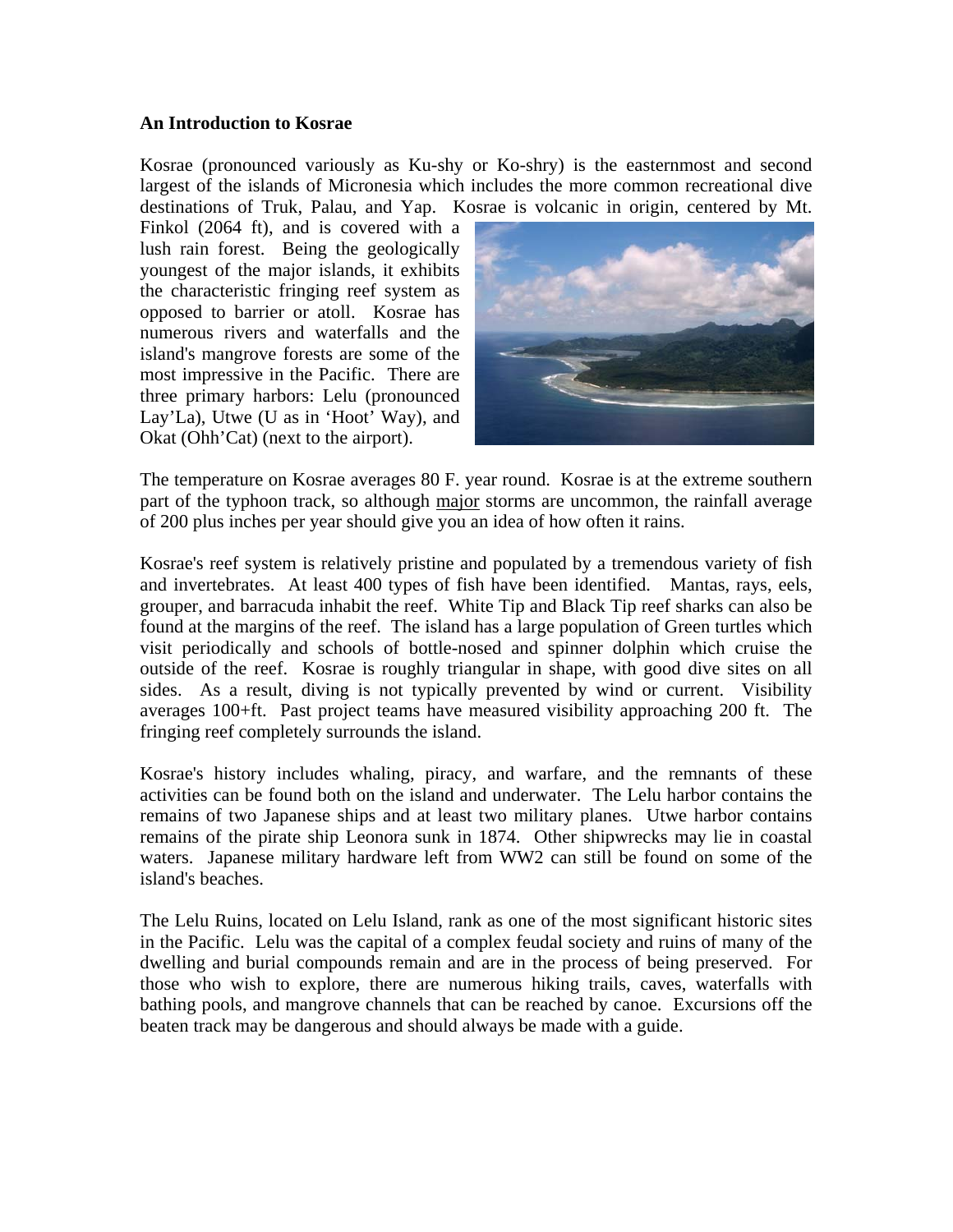**An Introduction to Kosrae**

Kosrae (pronounced variously as Ku-shy or Ko-shry) is the easternmost and second largest of the islands of Micronesia which includes the more common recreational dive destinations of Truk, Palau, and Yap. Kosrae is volcanic in origin, centered by Mt. Finkol (2064 ft), and is covered with a lush rain forest. Being the geologically youngest of the major islands, it exhibits the characteristic fringing reef system as opposed to barrier or atoll. Kosrae has numerous rivers and waterfalls and the island's mangrove forests are some of the most impressive in the Pacific. There are three primary harbors: Lelu (pronounced Lay'La), Utwe (U as in 'Hoot' Way), and Okat (Ohh'Cat) (next to the airport).

The temperature on Kosrae averages 80 F. year round. Kosrae is at the extreme southern part of the typhoon track, so although major storms are uncommon, the rainfall average of 200 plus inches per year should give you an idea of how often it rains.

Kosrae's reef system is relatively pristine and populated by a tremendous variety of fish and invertebrates. At least 400 types of fish have been identified. Mantas, rays, eels, grouper, and barracuda inhabit the reef. White Tip and Black Tip reef sharks can also be found at the margins of the reef. The island has a large population of Green turtles which visit periodically and schools of bottle-nosed and spinner dolphin which cruise the outside of the reef. Kosrae is roughly triangular in shape, with good dive sites on all sides. As a result, diving is not typically prevented by wind or current. Visibility averages 100+ft. Past project teams have measured visibility approaching 200 ft. The fringing reef completely surrounds the island.

Kosrae's history includes whaling, piracy, and warfare, and the remnants of these activities can be found both on the island and underwater. The Lelu harbor contains the remains of two Japanese ships and at least two military planes. Utwe harbor contains remains of the pirate ship Leonora sunk in 1874. Other shipwrecks may lie in coastal waters. Japanese military hardware left from WW2 can still be found on some of the island's beaches.

The Lelu Ruins, located on Lelu Island, rank as one of the most significant historic sites in the Pacific. Lelu was the capital of a complex feudal society and ruins of many of the dwelling and burial compounds remain and are in the process of being preserved. For those who wish to explore, there are numerous hiking trails, caves, waterfalls with bathing pools, and mangrove channels that can be reached by canoe. Excursions off the beaten track may be dangerous and should always be made with a guide.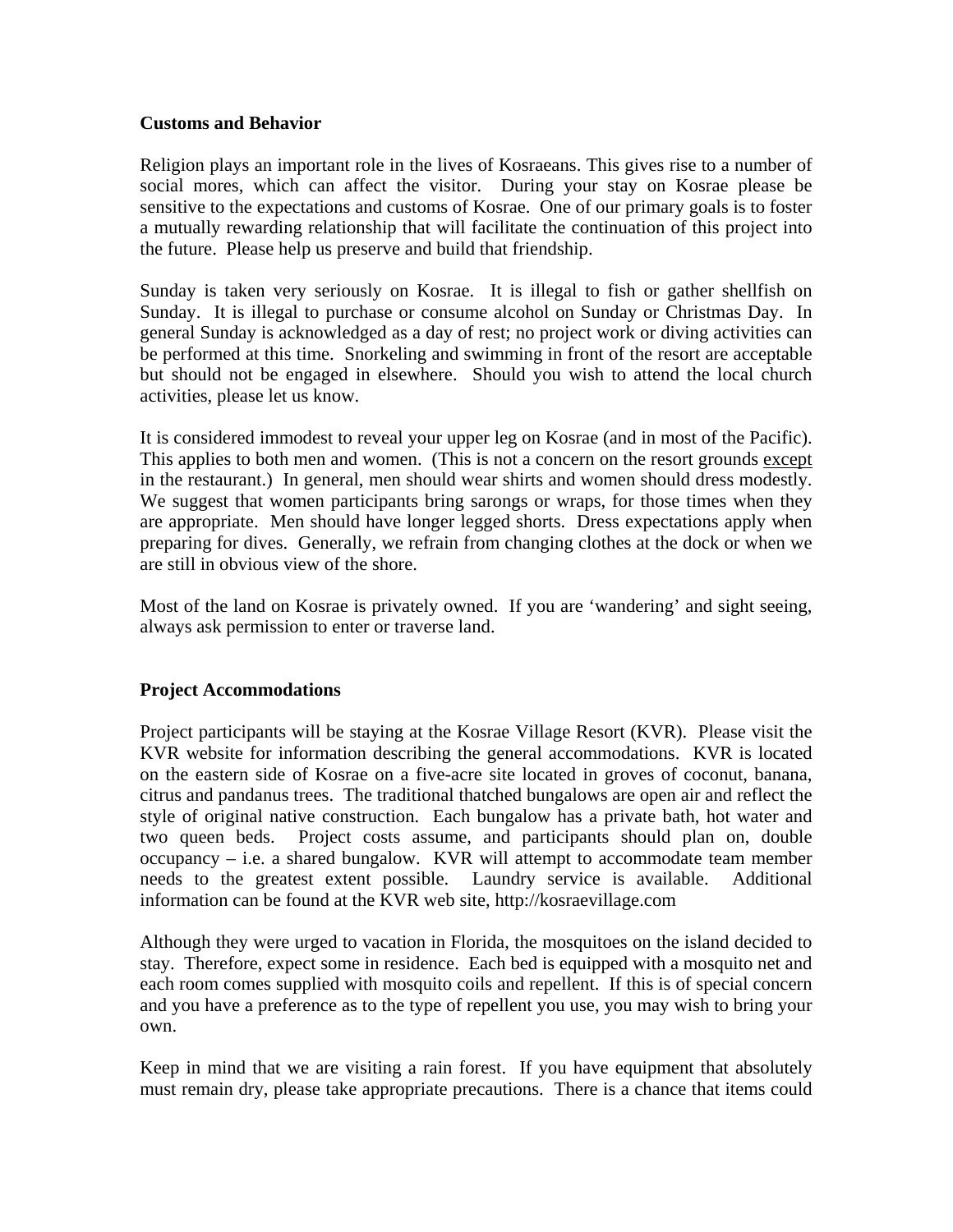**Customs and Behavior**

Religion plays an important role in the lives of Kosraeans. This gives rise to a number of social mores, which can affect the visitor. During your stay on Kosrae please be sensitive to the expectations and customs of Kosrae. One of our primary goals is to foster a mutually rewarding relationship that will facilitate the continuation of this project into the future. Please help us preserve and build that friendship.

Sunday is taken very seriously on Kosrae. It is illegal to fish or gather shellfish on Sunday. It is illegal to purchase or consume alcohol on Sunday or Christmas Day. In general Sunday is acknowledged as a day of rest; no project work or diving activities can be performed at this time. Snorkeling and swimming in front of the resort are acceptable but should not be engaged in elsewhere. Should you wish to attend the local church activities, please let us know.

It is considered immodest to reveal your upper leg on Kosrae (and in most of the Pacific). This applies to both men and women. (This is not a concern on the resort grounds <u>except</u> in the restaurant.) In general, men should wear shirts and women should dress modestly. We suggest that women participants bring sarongs or wraps, for those times when they are appropriate. Men should have longer legged shorts. Dress expectations apply when preparing for dives. Generally, we refrain from changing clothes at the dock or when we are still in obvious view of the shore.

Most of the land on Kosrae is privately owned. If you are 'wandering' and sight seeing, always ask permission to enter or traverse land.

**Project Accommodations**

Project participants will be staying at the Kosrae Village Resort (KVR). Please visit the KVR website for information describing the general accommodations. KVR is located on the eastern side of Kosrae on a five-acre site located in groves of coconut, banana, citrus and pandanus trees. The traditional thatched bungalows are open air and reflect the style of original native construction. Each bungalow has a private bath, hot water and two queen beds. Project costs assume, and participants should plan on, double occupancy – i.e. a shared bungalow. KVR will attempt to accommodate team member needs to the greatest extent possible. Laundry service is available. Additional information can be found at the KVR web site, http://kosraevillage.com

Although they were urged to vacation in Florida, the mosquitoes on the island decided to stay. Therefore, expect some in residence. Each bed is equipped with a mosquito net and each room comes supplied with mosquito coils and repellent. If this is of special concern and you have a preference as to the type of repellent you use, you may wish to bring your own.

Keep in mind that we are visiting a rain forest. If you have equipment that absolutely must remain dry, please take appropriate precautions. There is a chance that items could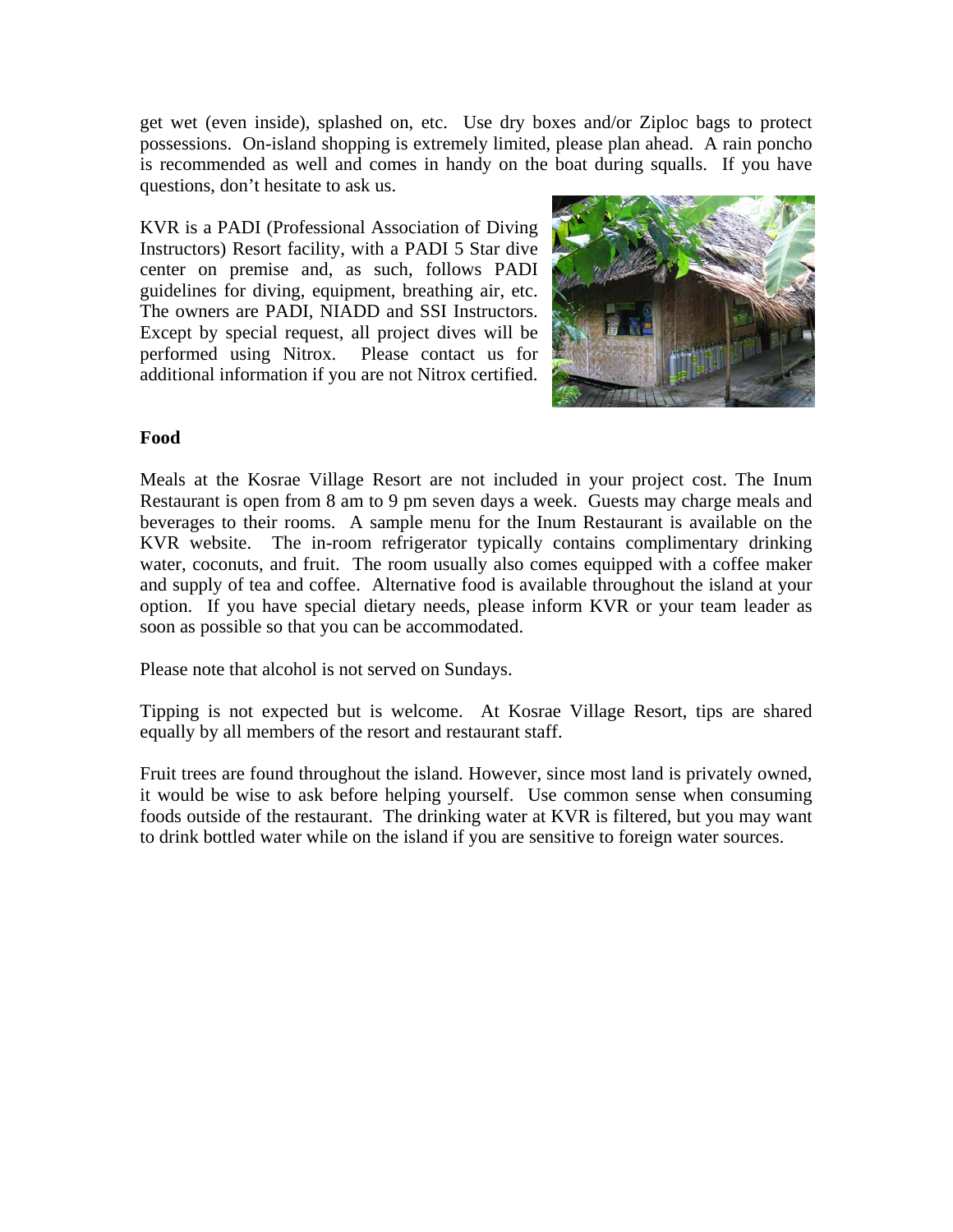get wet (even inside), splashed on, etc. Use dry boxes and/or Ziploc bags to protect possessions. On-island shopping is extremely limited, please plan ahead. A rain poncho is recommended as well and comes in handy on the boat during squalls. If you have questions, don't hesitate to ask us.

KVR is a PADI (Professional Association of Diving Instructors) Resort facility, with a PADI 5 Star dive center on premise and, as such, follows PADI guidelines for diving, equipment, breathing air, etc. The owners are PADI, NIADD and SSI Instructors. Except by special request, all project dives will be performed using Nitrox. Please contact us for additional information if you are not Nitrox certified.

**Food**

Meals at the Kosrae Village Resort are not included in your project cost. The Inum Restaurant is open from 8 am to 9 pm seven days a week. Guests may charge meals and beverages to their rooms. A sample menu for the Inum Restaurant is available on the KVR website. The in-room refrigerator typically contains complimentary drinking water, coconuts, and fruit. The room usually also comes equipped with a coffee maker and supply of tea and coffee. Alternative food is available throughout the island at your option. If you have special dietary needs, please inform KVR or your team leader as soon as possible so that you can be accommodated.

Please note that alcohol is not served on Sundays.

Tipping is not expected but is welcome. At Kosrae Village Resort, tips are shared equally by all members of the resort and restaurant staff.

Fruit trees are found throughout the island. However, since most land is privately owned, it would be wise to ask before helping yourself. Use common sense when consuming foods outside of the restaurant. The drinking water at KVR is filtered, but you may want to drink bottled water while on the island if you are sensitive to foreign water sources.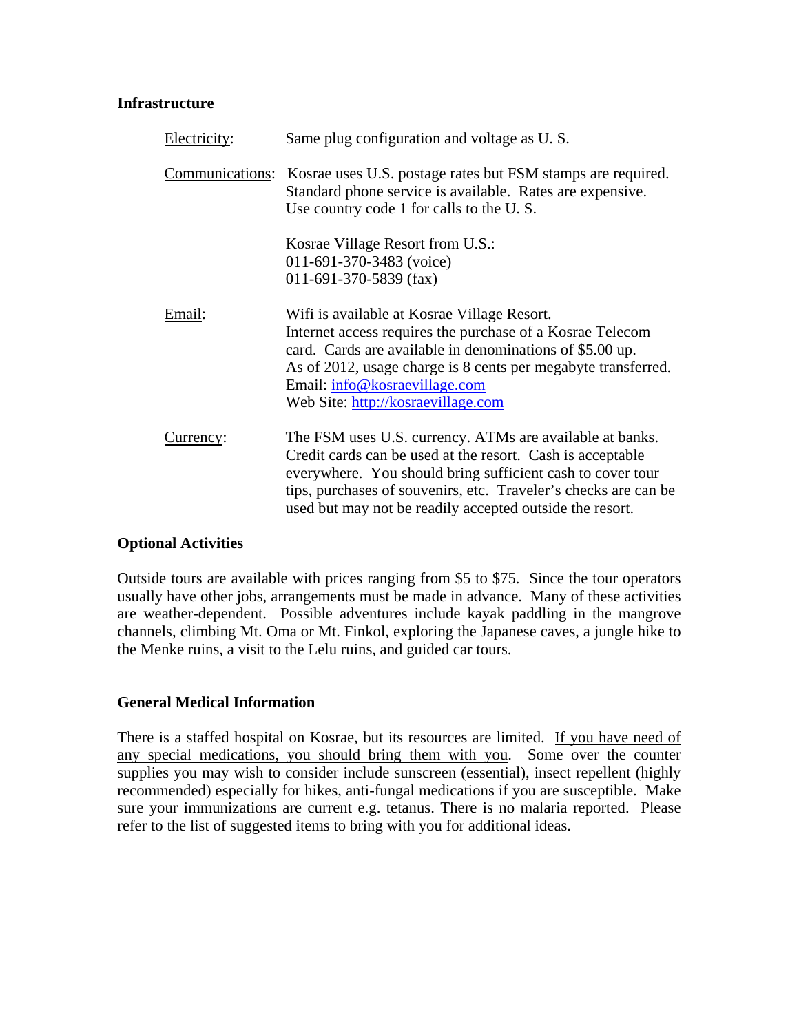**Infrastructure**

<u>Electricity</u>: Same plug configuration and voltage as U. S.

<u>Communications</u>: Kosrae uses U.S. postage rates but FSM stamps are required. Standard phone service is available. Rates are expensive. Use country code 1 for calls to the U. S.

Kosrae Village Resort from U.S.:
011-691-370-3483 (voice)
011-691-370-5839 (fax)

<u>Email</u>: Wifi is available at Kosrae Village Resort. Internet access requires the purchase of a Kosrae Telecom card. Cards are available in denominations of $5.00 up. As of 2012, usage charge is 8 cents per megabyte transferred.
Email: info@kosraevillage.com
Web Site: http://kosraevillage.com

<u>Currency</u>: The FSM uses U.S. currency. ATMs are available at banks. Credit cards can be used at the resort. Cash is acceptable everywhere. You should bring sufficient cash to cover tour tips, purchases of souvenirs, etc. Traveler's checks are can be used but may not be readily accepted outside the resort.

**Optional Activities**

Outside tours are available with prices ranging from $5 to $75. Since the tour operators usually have other jobs, arrangements must be made in advance. Many of these activities are weather-dependent. Possible adventures include kayak paddling in the mangrove channels, climbing Mt. Oma or Mt. Finkol, exploring the Japanese caves, a jungle hike to the Menke ruins, a visit to the Lelu ruins, and guided car tours.

**General Medical Information**

There is a staffed hospital on Kosrae, but its resources are limited. <u>If you have need of any special medications, you should bring them with you</u>. Some over the counter supplies you may wish to consider include sunscreen (essential), insect repellent (highly recommended) especially for hikes, anti-fungal medications if you are susceptible. Make sure your immunizations are current e.g. tetanus. There is no malaria reported. Please refer to the list of suggested items to bring with you for additional ideas.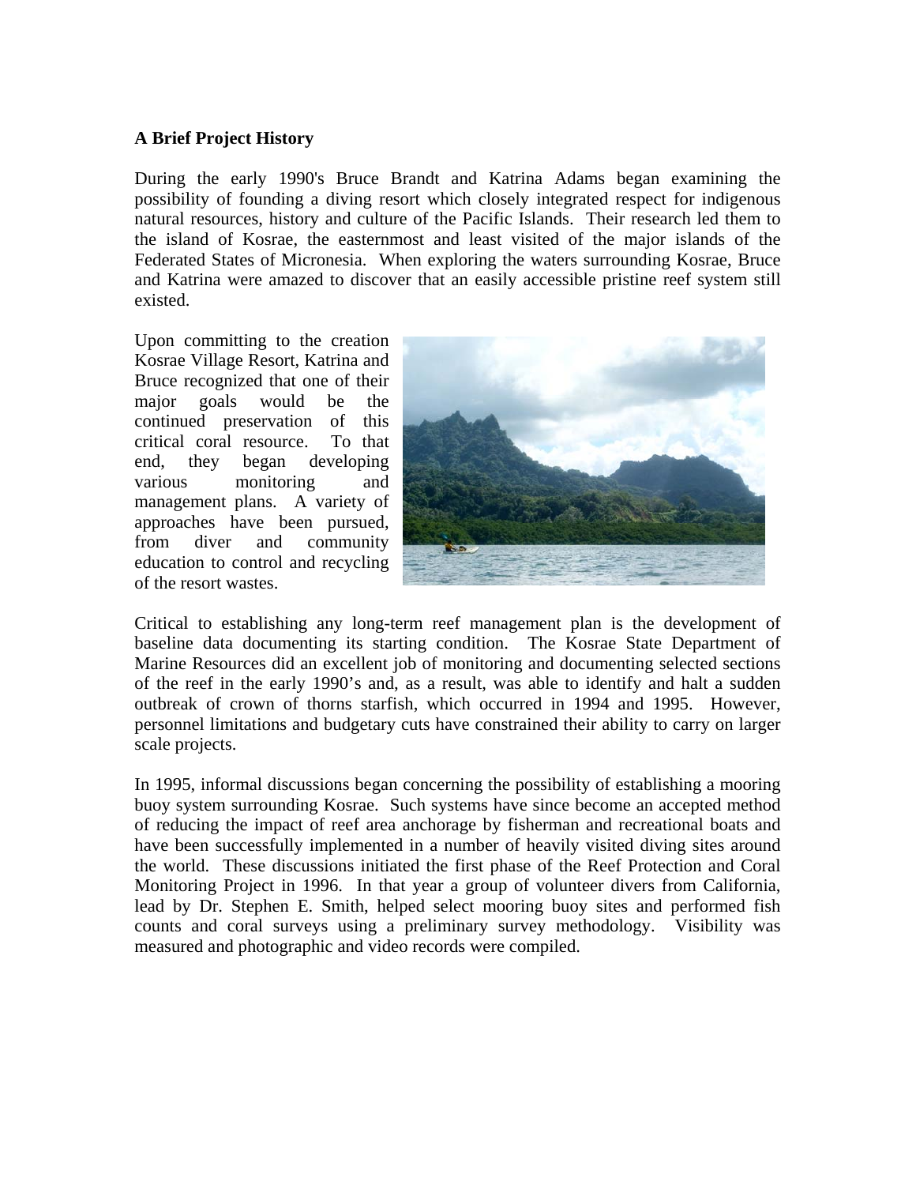**A Brief Project History**

During the early 1990's Bruce Brandt and Katrina Adams began examining the possibility of founding a diving resort which closely integrated respect for indigenous natural resources, history and culture of the Pacific Islands. Their research led them to the island of Kosrae, the easternmost and least visited of the major islands of the Federated States of Micronesia. When exploring the waters surrounding Kosrae, Bruce and Katrina were amazed to discover that an easily accessible pristine reef system still existed.

Upon committing to the creation Kosrae Village Resort, Katrina and Bruce recognized that one of their major goals would be the continued preservation of this critical coral resource. To that end, they began developing various monitoring and management plans. A variety of approaches have been pursued, from diver and community education to control and recycling of the resort wastes.

Critical to establishing any long-term reef management plan is the development of baseline data documenting its starting condition. The Kosrae State Department of Marine Resources did an excellent job of monitoring and documenting selected sections of the reef in the early 1990's and, as a result, was able to identify and halt a sudden outbreak of crown of thorns starfish, which occurred in 1994 and 1995. However, personnel limitations and budgetary cuts have constrained their ability to carry on larger scale projects.

In 1995, informal discussions began concerning the possibility of establishing a mooring buoy system surrounding Kosrae. Such systems have since become an accepted method of reducing the impact of reef area anchorage by fisherman and recreational boats and have been successfully implemented in a number of heavily visited diving sites around the world. These discussions initiated the first phase of the Reef Protection and Coral Monitoring Project in 1996. In that year a group of volunteer divers from California, lead by Dr. Stephen E. Smith, helped select mooring buoy sites and performed fish counts and coral surveys using a preliminary survey methodology. Visibility was measured and photographic and video records were compiled.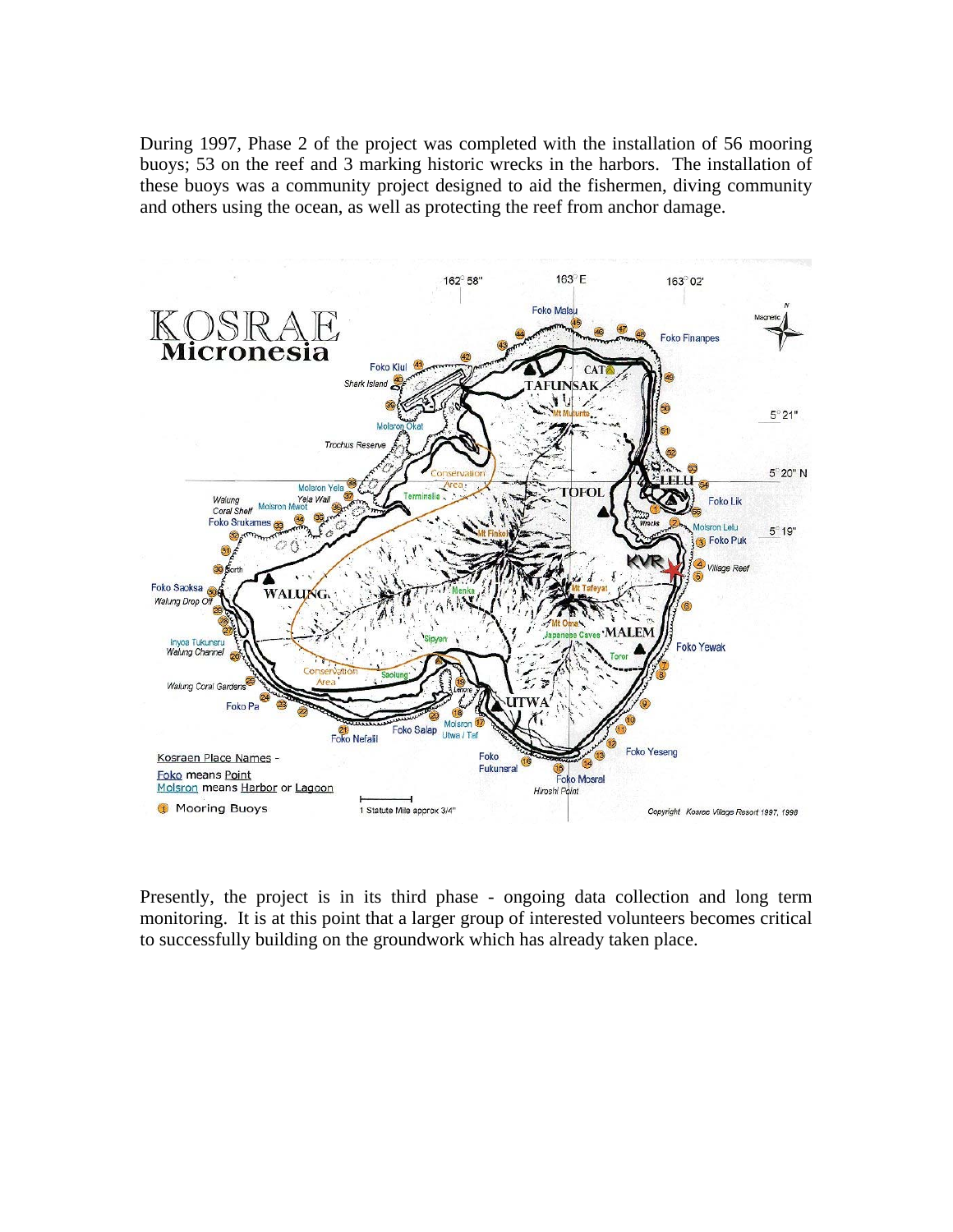During 1997, Phase 2 of the project was completed with the installation of 56 mooring buoys; 53 on the reef and 3 marking historic wrecks in the harbors. The installation of these buoys was a community project designed to aid the fishermen, diving community and others using the ocean, as well as protecting the reef from anchor damage.

Presently, the project is in its third phase - ongoing data collection and long term monitoring. It is at this point that a larger group of interested volunteers becomes critical to successfully building on the groundwork which has already taken place.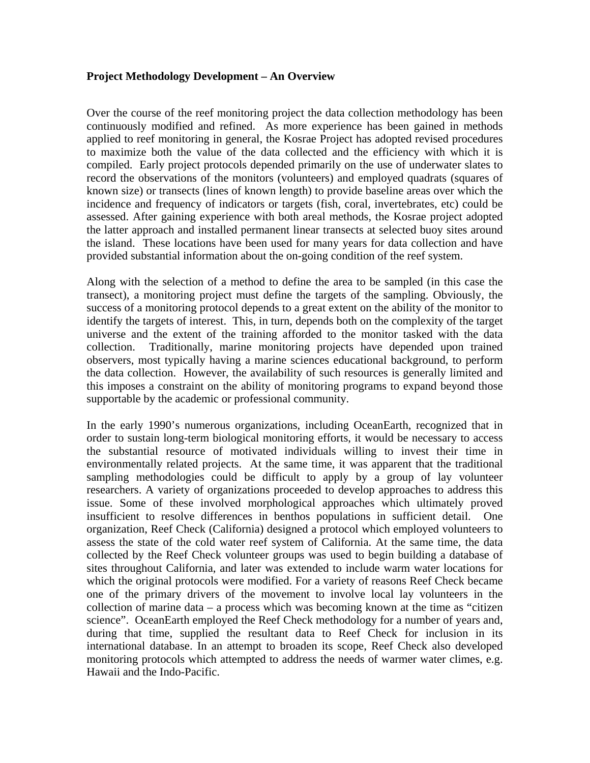**Project Methodology Development – An Overview**

Over the course of the reef monitoring project the data collection methodology has been continuously modified and refined. As more experience has been gained in methods applied to reef monitoring in general, the Kosrae Project has adopted revised procedures to maximize both the value of the data collected and the efficiency with which it is compiled. Early project protocols depended primarily on the use of underwater slates to record the observations of the monitors (volunteers) and employed quadrats (squares of known size) or transects (lines of known length) to provide baseline areas over which the incidence and frequency of indicators or targets (fish, coral, invertebrates, etc) could be assessed. After gaining experience with both areal methods, the Kosrae project adopted the latter approach and installed permanent linear transects at selected buoy sites around the island. These locations have been used for many years for data collection and have provided substantial information about the on-going condition of the reef system.

Along with the selection of a method to define the area to be sampled (in this case the transect), a monitoring project must define the targets of the sampling. Obviously, the success of a monitoring protocol depends to a great extent on the ability of the monitor to identify the targets of interest. This, in turn, depends both on the complexity of the target universe and the extent of the training afforded to the monitor tasked with the data collection. Traditionally, marine monitoring projects have depended upon trained observers, most typically having a marine sciences educational background, to perform the data collection. However, the availability of such resources is generally limited and this imposes a constraint on the ability of monitoring programs to expand beyond those supportable by the academic or professional community.

In the early 1990's numerous organizations, including OceanEarth, recognized that in order to sustain long-term biological monitoring efforts, it would be necessary to access the substantial resource of motivated individuals willing to invest their time in environmentally related projects. At the same time, it was apparent that the traditional sampling methodologies could be difficult to apply by a group of lay volunteer researchers. A variety of organizations proceeded to develop approaches to address this issue. Some of these involved morphological approaches which ultimately proved insufficient to resolve differences in benthos populations in sufficient detail. One organization, Reef Check (California) designed a protocol which employed volunteers to assess the state of the cold water reef system of California. At the same time, the data collected by the Reef Check volunteer groups was used to begin building a database of sites throughout California, and later was extended to include warm water locations for which the original protocols were modified. For a variety of reasons Reef Check became one of the primary drivers of the movement to involve local lay volunteers in the collection of marine data – a process which was becoming known at the time as "citizen science". OceanEarth employed the Reef Check methodology for a number of years and, during that time, supplied the resultant data to Reef Check for inclusion in its international database. In an attempt to broaden its scope, Reef Check also developed monitoring protocols which attempted to address the needs of warmer water climes, e.g. Hawaii and the Indo-Pacific.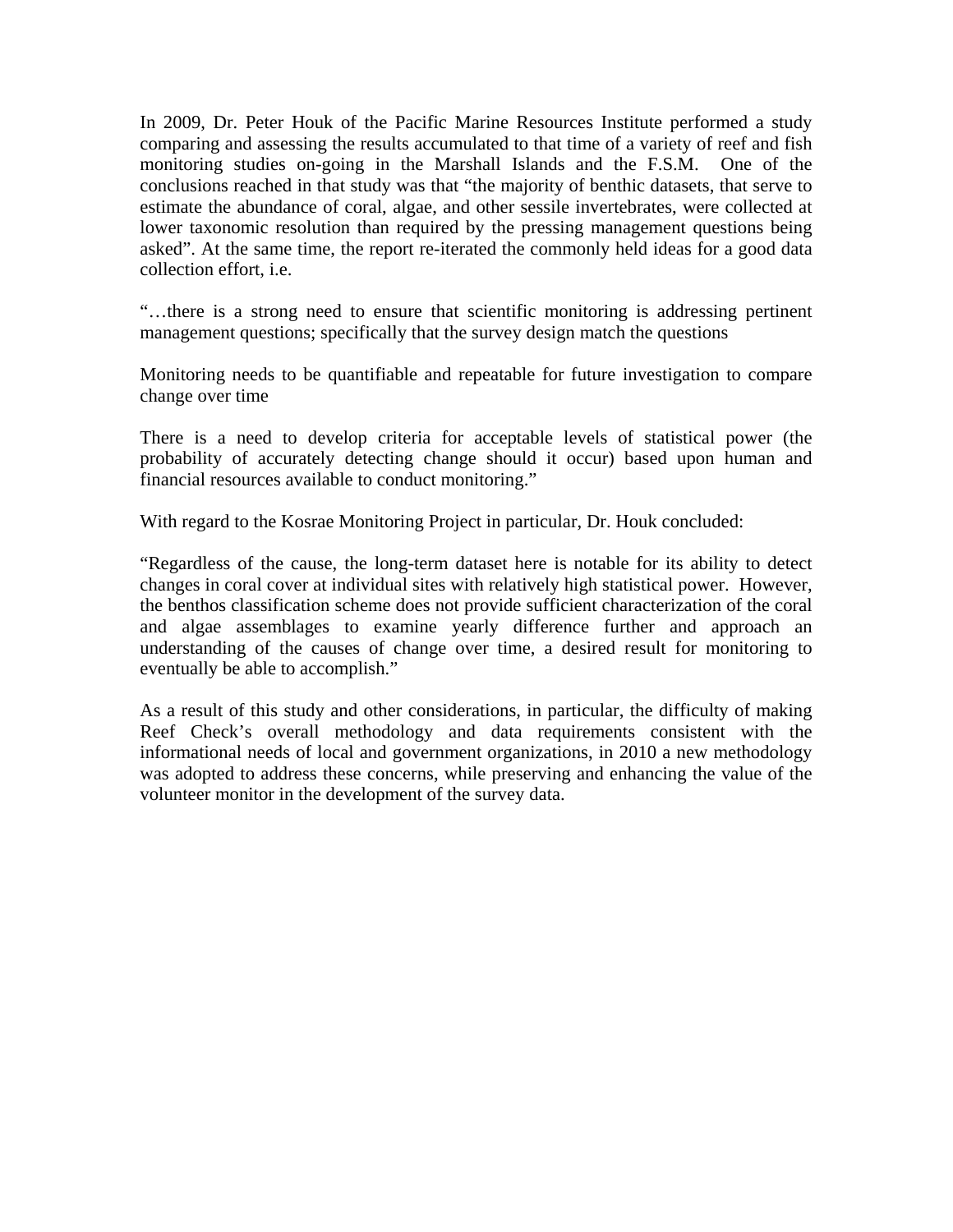In 2009, Dr. Peter Houk of the Pacific Marine Resources Institute performed a study comparing and assessing the results accumulated to that time of a variety of reef and fish monitoring studies on-going in the Marshall Islands and the F.S.M. One of the conclusions reached in that study was that "the majority of benthic datasets, that serve to estimate the abundance of coral, algae, and other sessile invertebrates, were collected at lower taxonomic resolution than required by the pressing management questions being asked". At the same time, the report re-iterated the commonly held ideas for a good data collection effort, i.e.

"…there is a strong need to ensure that scientific monitoring is addressing pertinent management questions; specifically that the survey design match the questions

Monitoring needs to be quantifiable and repeatable for future investigation to compare change over time

There is a need to develop criteria for acceptable levels of statistical power (the probability of accurately detecting change should it occur) based upon human and financial resources available to conduct monitoring."

With regard to the Kosrae Monitoring Project in particular, Dr. Houk concluded:

"Regardless of the cause, the long-term dataset here is notable for its ability to detect changes in coral cover at individual sites with relatively high statistical power. However, the benthos classification scheme does not provide sufficient characterization of the coral and algae assemblages to examine yearly difference further and approach an understanding of the causes of change over time, a desired result for monitoring to eventually be able to accomplish."

As a result of this study and other considerations, in particular, the difficulty of making Reef Check's overall methodology and data requirements consistent with the informational needs of local and government organizations, in 2010 a new methodology was adopted to address these concerns, while preserving and enhancing the value of the volunteer monitor in the development of the survey data.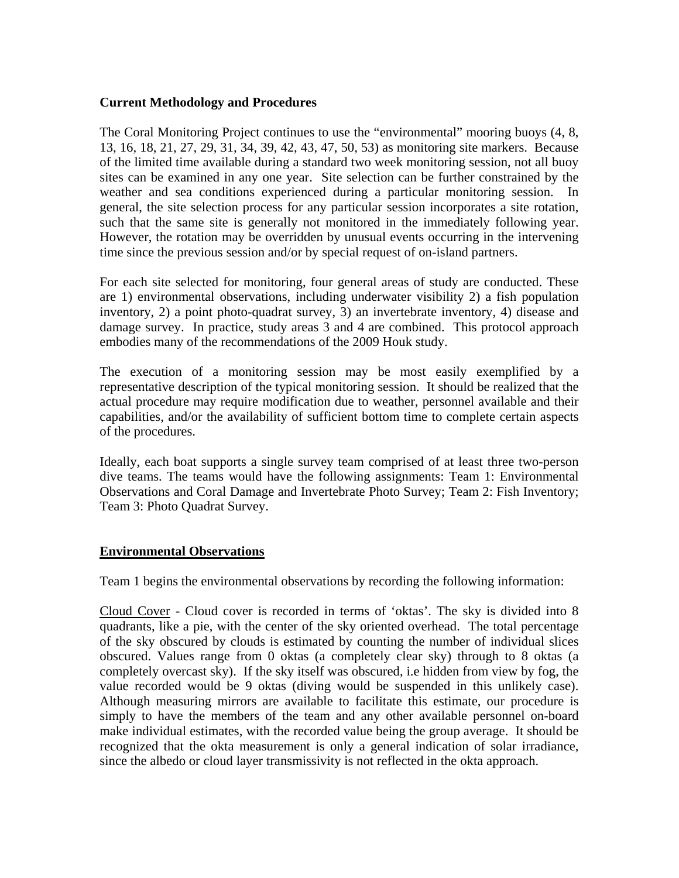**Current Methodology and Procedures**

The Coral Monitoring Project continues to use the "environmental" mooring buoys (4, 8, 13, 16, 18, 21, 27, 29, 31, 34, 39, 42, 43, 47, 50, 53) as monitoring site markers. Because of the limited time available during a standard two week monitoring session, not all buoy sites can be examined in any one year. Site selection can be further constrained by the weather and sea conditions experienced during a particular monitoring session. In general, the site selection process for any particular session incorporates a site rotation, such that the same site is generally not monitored in the immediately following year. However, the rotation may be overridden by unusual events occurring in the intervening time since the previous session and/or by special request of on-island partners.

For each site selected for monitoring, four general areas of study are conducted. These are 1) environmental observations, including underwater visibility 2) a fish population inventory, 2) a point photo-quadrat survey, 3) an invertebrate inventory, 4) disease and damage survey. In practice, study areas 3 and 4 are combined. This protocol approach embodies many of the recommendations of the 2009 Houk study.

The execution of a monitoring session may be most easily exemplified by a representative description of the typical monitoring session. It should be realized that the actual procedure may require modification due to weather, personnel available and their capabilities, and/or the availability of sufficient bottom time to complete certain aspects of the procedures.

Ideally, each boat supports a single survey team comprised of at least three two-person dive teams. The teams would have the following assignments: Team 1: Environmental Observations and Coral Damage and Invertebrate Photo Survey; Team 2: Fish Inventory; Team 3: Photo Quadrat Survey.

**Environmental Observations**

Team 1 begins the environmental observations by recording the following information:

Cloud Cover - Cloud cover is recorded in terms of 'oktas'. The sky is divided into 8 quadrants, like a pie, with the center of the sky oriented overhead. The total percentage of the sky obscured by clouds is estimated by counting the number of individual slices obscured. Values range from 0 oktas (a completely clear sky) through to 8 oktas (a completely overcast sky). If the sky itself was obscured, i.e hidden from view by fog, the value recorded would be 9 oktas (diving would be suspended in this unlikely case). Although measuring mirrors are available to facilitate this estimate, our procedure is simply to have the members of the team and any other available personnel on-board make individual estimates, with the recorded value being the group average. It should be recognized that the okta measurement is only a general indication of solar irradiance, since the albedo or cloud layer transmissivity is not reflected in the okta approach.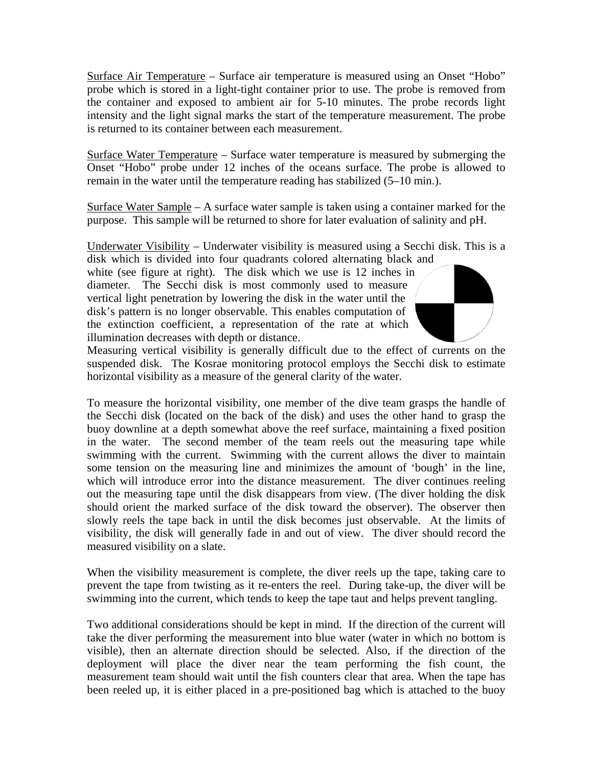Surface Air Temperature – Surface air temperature is measured using an Onset "Hobo" probe which is stored in a light-tight container prior to use. The probe is removed from the container and exposed to ambient air for 5-10 minutes. The probe records light intensity and the light signal marks the start of the temperature measurement. The probe is returned to its container between each measurement.

Surface Water Temperature – Surface water temperature is measured by submerging the Onset "Hobo" probe under 12 inches of the oceans surface. The probe is allowed to remain in the water until the temperature reading has stabilized (5–10 min.).

Surface Water Sample – A surface water sample is taken using a container marked for the purpose. This sample will be returned to shore for later evaluation of salinity and pH.

Underwater Visibility – Underwater visibility is measured using a Secchi disk. This is a disk which is divided into four quadrants colored alternating black and white (see figure at right). The disk which we use is 12 inches in diameter. The Secchi disk is most commonly used to measure vertical light penetration by lowering the disk in the water until the disk's pattern is no longer observable. This enables computation of the extinction coefficient, a representation of the rate at which illumination decreases with depth or distance. Measuring vertical visibility is generally difficult due to the effect of currents on the suspended disk. The Kosrae monitoring protocol employs the Secchi disk to estimate horizontal visibility as a measure of the general clarity of the water.

To measure the horizontal visibility, one member of the dive team grasps the handle of the Secchi disk (located on the back of the disk) and uses the other hand to grasp the buoy downline at a depth somewhat above the reef surface, maintaining a fixed position in the water. The second member of the team reels out the measuring tape while swimming with the current. Swimming with the current allows the diver to maintain some tension on the measuring line and minimizes the amount of 'bough' in the line, which will introduce error into the distance measurement. The diver continues reeling out the measuring tape until the disk disappears from view. (The diver holding the disk should orient the marked surface of the disk toward the observer). The observer then slowly reels the tape back in until the disk becomes just observable. At the limits of visibility, the disk will generally fade in and out of view. The diver should record the measured visibility on a slate.

When the visibility measurement is complete, the diver reels up the tape, taking care to prevent the tape from twisting as it re-enters the reel. During take-up, the diver will be swimming into the current, which tends to keep the tape taut and helps prevent tangling.

Two additional considerations should be kept in mind. If the direction of the current will take the diver performing the measurement into blue water (water in which no bottom is visible), then an alternate direction should be selected. Also, if the direction of the deployment will place the diver near the team performing the fish count, the measurement team should wait until the fish counters clear that area. When the tape has been reeled up, it is either placed in a pre-positioned bag which is attached to the buoy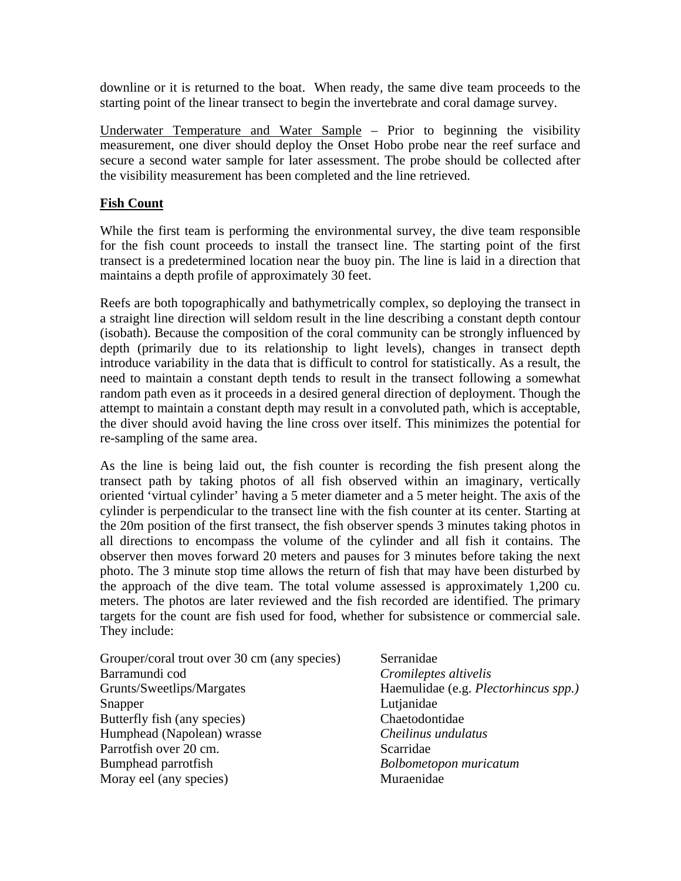downline or it is returned to the boat. When ready, the same dive team proceeds to the starting point of the linear transect to begin the invertebrate and coral damage survey.

Underwater Temperature and Water Sample – Prior to beginning the visibility measurement, one diver should deploy the Onset Hobo probe near the reef surface and secure a second water sample for later assessment. The probe should be collected after the visibility measurement has been completed and the line retrieved.

**Fish Count**

While the first team is performing the environmental survey, the dive team responsible for the fish count proceeds to install the transect line. The starting point of the first transect is a predetermined location near the buoy pin. The line is laid in a direction that maintains a depth profile of approximately 30 feet.

Reefs are both topographically and bathymetrically complex, so deploying the transect in a straight line direction will seldom result in the line describing a constant depth contour (isobath). Because the composition of the coral community can be strongly influenced by depth (primarily due to its relationship to light levels), changes in transect depth introduce variability in the data that is difficult to control for statistically. As a result, the need to maintain a constant depth tends to result in the transect following a somewhat random path even as it proceeds in a desired general direction of deployment. Though the attempt to maintain a constant depth may result in a convoluted path, which is acceptable, the diver should avoid having the line cross over itself. This minimizes the potential for re-sampling of the same area.

As the line is being laid out, the fish counter is recording the fish present along the transect path by taking photos of all fish observed within an imaginary, vertically oriented 'virtual cylinder' having a 5 meter diameter and a 5 meter height. The axis of the cylinder is perpendicular to the transect line with the fish counter at its center. Starting at the 20m position of the first transect, the fish observer spends 3 minutes taking photos in all directions to encompass the volume of the cylinder and all fish it contains. The observer then moves forward 20 meters and pauses for 3 minutes before taking the next photo. The 3 minute stop time allows the return of fish that may have been disturbed by the approach of the dive team. The total volume assessed is approximately 1,200 cu. meters. The photos are later reviewed and the fish recorded are identified. The primary targets for the count are fish used for food, whether for subsistence or commercial sale. They include:

| | |
|---|---|
| Grouper/coral trout over 30 cm (any species) | Serranidae |
| Barramundi cod | *Cromileptes altivelis* |
| Grunts/Sweetlips/Margates | Haemulidae (e.g. *Plectorhincus spp.)* |
| Snapper | Lutjanidae |
| Butterfly fish (any species) | Chaetodontidae |
| Humphead (Napolean) wrasse | *Cheilinus undulatus* |
| Parrotfish over 20 cm. | Scarridae |
| Bumphead parrotfish | *Bolbometopon muricatum* |
| Moray eel (any species) | Muraenidae |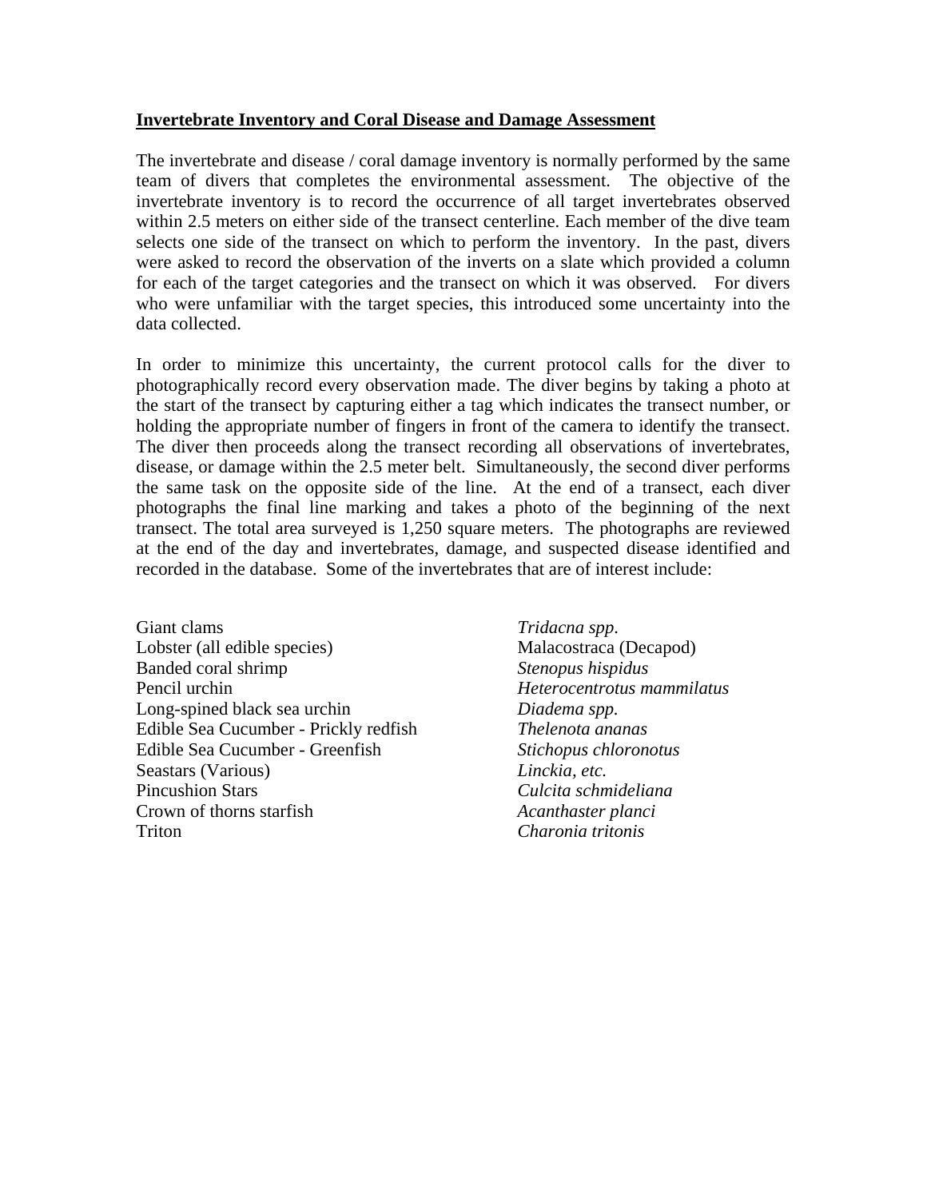**Invertebrate Inventory and Coral Disease and Damage Assessment**

The invertebrate and disease / coral damage inventory is normally performed by the same team of divers that completes the environmental assessment. The objective of the invertebrate inventory is to record the occurrence of all target invertebrates observed within 2.5 meters on either side of the transect centerline. Each member of the dive team selects one side of the transect on which to perform the inventory. In the past, divers were asked to record the observation of the inverts on a slate which provided a column for each of the target categories and the transect on which it was observed. For divers who were unfamiliar with the target species, this introduced some uncertainty into the data collected.

In order to minimize this uncertainty, the current protocol calls for the diver to photographically record every observation made. The diver begins by taking a photo at the start of the transect by capturing either a tag which indicates the transect number, or holding the appropriate number of fingers in front of the camera to identify the transect. The diver then proceeds along the transect recording all observations of invertebrates, disease, or damage within the 2.5 meter belt. Simultaneously, the second diver performs the same task on the opposite side of the line. At the end of a transect, each diver photographs the final line marking and takes a photo of the beginning of the next transect. The total area surveyed is 1,250 square meters. The photographs are reviewed at the end of the day and invertebrates, damage, and suspected disease identified and recorded in the database. Some of the invertebrates that are of interest include:

| | |
|---|---|
| Giant clams | *Tridacna spp.* |
| Lobster (all edible species) | Malacostraca (Decapod) |
| Banded coral shrimp | *Stenopus hispidus* |
| Pencil urchin | *Heterocentrotus mammilatus* |
| Long-spined black sea urchin | *Diadema spp.* |
| Edible Sea Cucumber - Prickly redfish | *Thelenota ananas* |
| Edible Sea Cucumber - Greenfish | *Stichopus chloronotus* |
| Seastars (Various) | *Linckia, etc.* |
| Pincushion Stars | *Culcita schmideliana* |
| Crown of thorns starfish | *Acanthaster planci* |
| Triton | *Charonia tritonis* |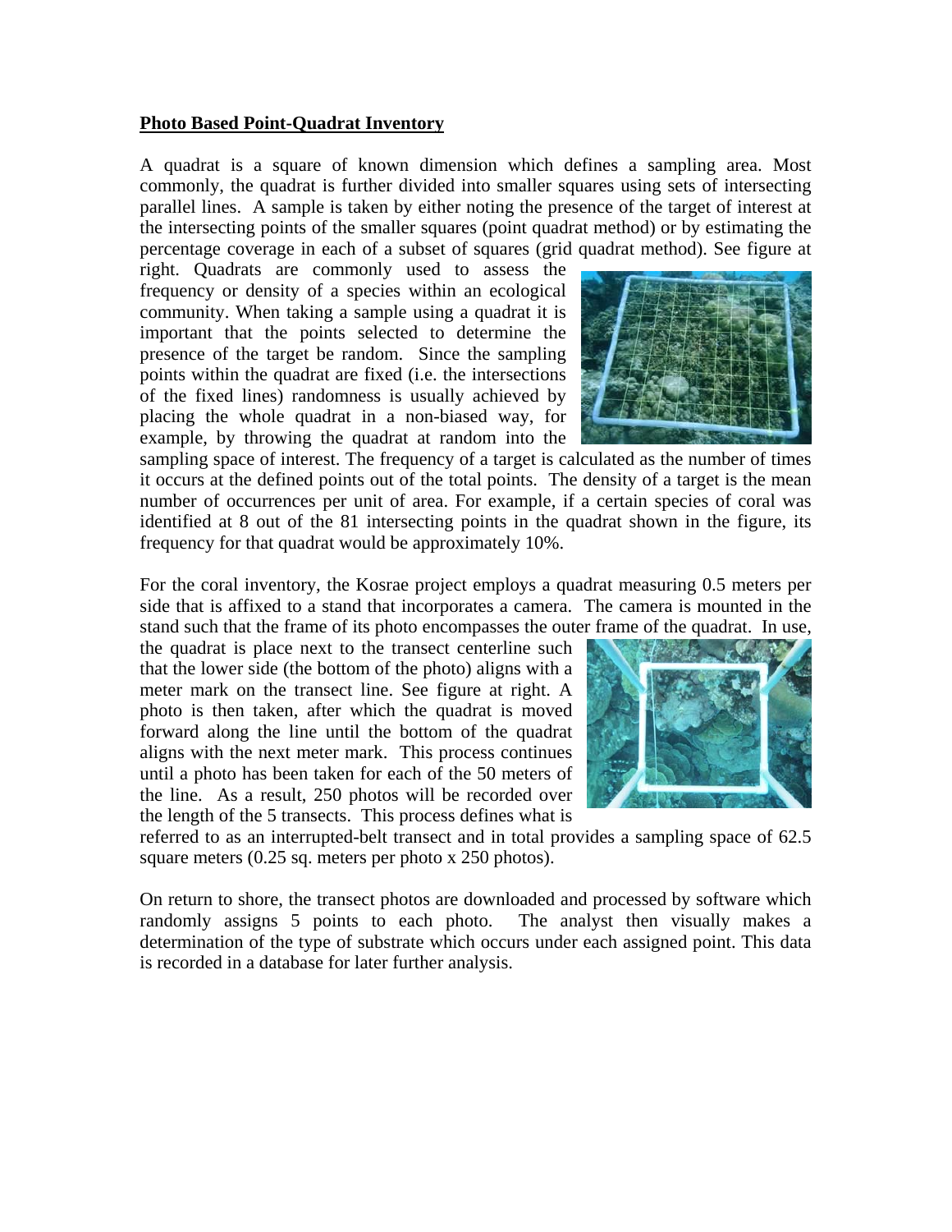**Photo Based Point-Quadrat Inventory**

A quadrat is a square of known dimension which defines a sampling area. Most commonly, the quadrat is further divided into smaller squares using sets of intersecting parallel lines. A sample is taken by either noting the presence of the target of interest at the intersecting points of the smaller squares (point quadrat method) or by estimating the percentage coverage in each of a subset of squares (grid quadrat method). See figure at right. Quadrats are commonly used to assess the frequency or density of a species within an ecological community. When taking a sample using a quadrat it is important that the points selected to determine the presence of the target be random. Since the sampling points within the quadrat are fixed (i.e. the intersections of the fixed lines) randomness is usually achieved by placing the whole quadrat in a non-biased way, for example, by throwing the quadrat at random into the sampling space of interest. The frequency of a target is calculated as the number of times it occurs at the defined points out of the total points. The density of a target is the mean number of occurrences per unit of area. For example, if a certain species of coral was identified at 8 out of the 81 intersecting points in the quadrat shown in the figure, its frequency for that quadrat would be approximately 10%.

For the coral inventory, the Kosrae project employs a quadrat measuring 0.5 meters per side that is affixed to a stand that incorporates a camera. The camera is mounted in the stand such that the frame of its photo encompasses the outer frame of the quadrat. In use, the quadrat is place next to the transect centerline such that the lower side (the bottom of the photo) aligns with a meter mark on the transect line. See figure at right. A photo is then taken, after which the quadrat is moved forward along the line until the bottom of the quadrat aligns with the next meter mark. This process continues until a photo has been taken for each of the 50 meters of the line. As a result, 250 photos will be recorded over the length of the 5 transects. This process defines what is referred to as an interrupted-belt transect and in total provides a sampling space of 62.5 square meters (0.25 sq. meters per photo x 250 photos).

On return to shore, the transect photos are downloaded and processed by software which randomly assigns 5 points to each photo. The analyst then visually makes a determination of the type of substrate which occurs under each assigned point. This data is recorded in a database for later further analysis.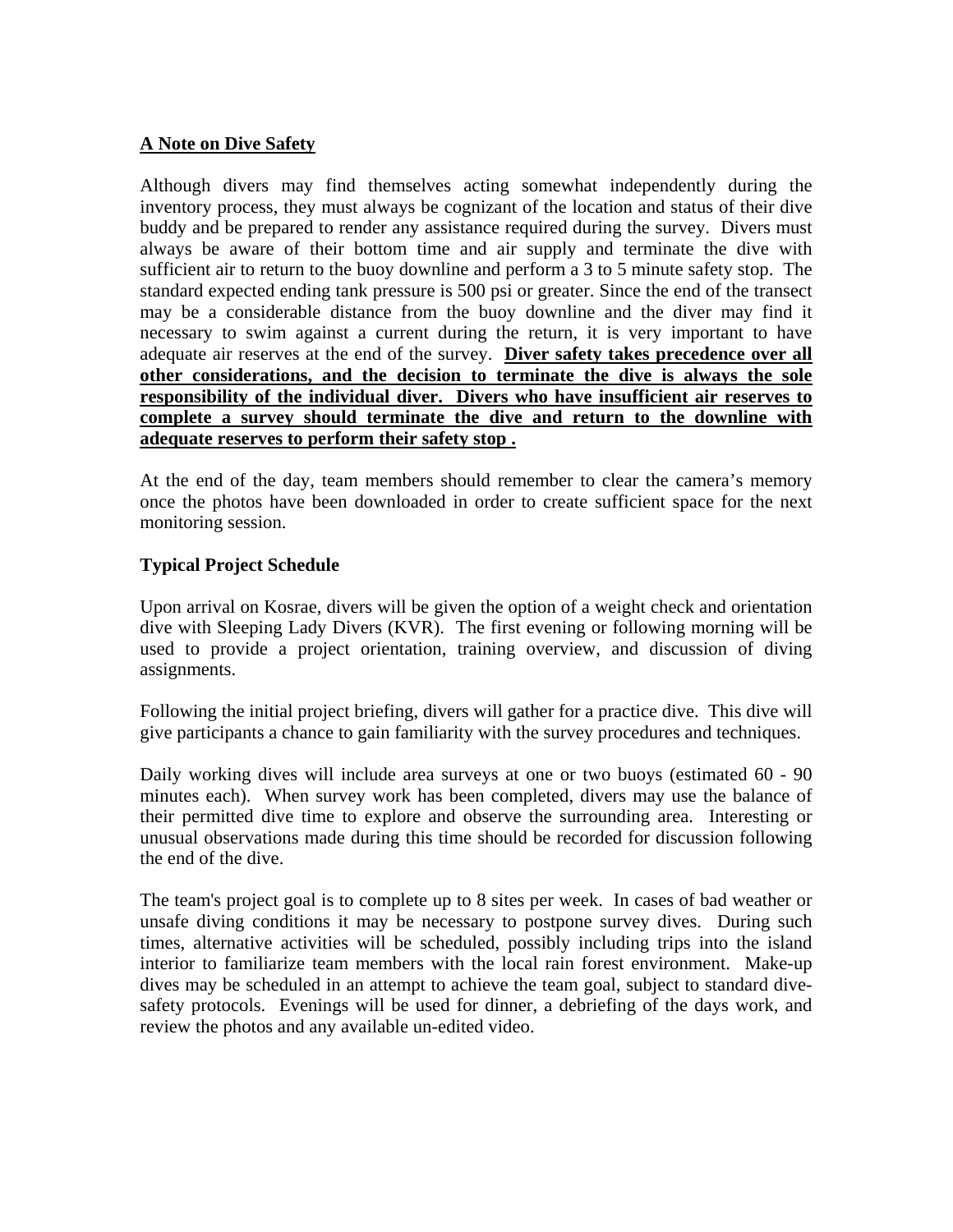## A Note on Dive Safety

Although divers may find themselves acting somewhat independently during the inventory process, they must always be cognizant of the location and status of their dive buddy and be prepared to render any assistance required during the survey. Divers must always be aware of their bottom time and air supply and terminate the dive with sufficient air to return to the buoy downline and perform a 3 to 5 minute safety stop. The standard expected ending tank pressure is 500 psi or greater. Since the end of the transect may be a considerable distance from the buoy downline and the diver may find it necessary to swim against a current during the return, it is very important to have adequate air reserves at the end of the survey. **Diver safety takes precedence over all other considerations, and the decision to terminate the dive is always the sole responsibility of the individual diver. Divers who have insufficient air reserves to complete a survey should terminate the dive and return to the downline with adequate reserves to perform their safety stop .**

At the end of the day, team members should remember to clear the camera's memory once the photos have been downloaded in order to create sufficient space for the next monitoring session.

### Typical Project Schedule

Upon arrival on Kosrae, divers will be given the option of a weight check and orientation dive with Sleeping Lady Divers (KVR). The first evening or following morning will be used to provide a project orientation, training overview, and discussion of diving assignments.

Following the initial project briefing, divers will gather for a practice dive. This dive will give participants a chance to gain familiarity with the survey procedures and techniques.

Daily working dives will include area surveys at one or two buoys (estimated 60 - 90 minutes each). When survey work has been completed, divers may use the balance of their permitted dive time to explore and observe the surrounding area. Interesting or unusual observations made during this time should be recorded for discussion following the end of the dive.

The team's project goal is to complete up to 8 sites per week. In cases of bad weather or unsafe diving conditions it may be necessary to postpone survey dives. During such times, alternative activities will be scheduled, possibly including trips into the island interior to familiarize team members with the local rain forest environment. Make-up dives may be scheduled in an attempt to achieve the team goal, subject to standard dive-safety protocols. Evenings will be used for dinner, a debriefing of the days work, and review the photos and any available un-edited video.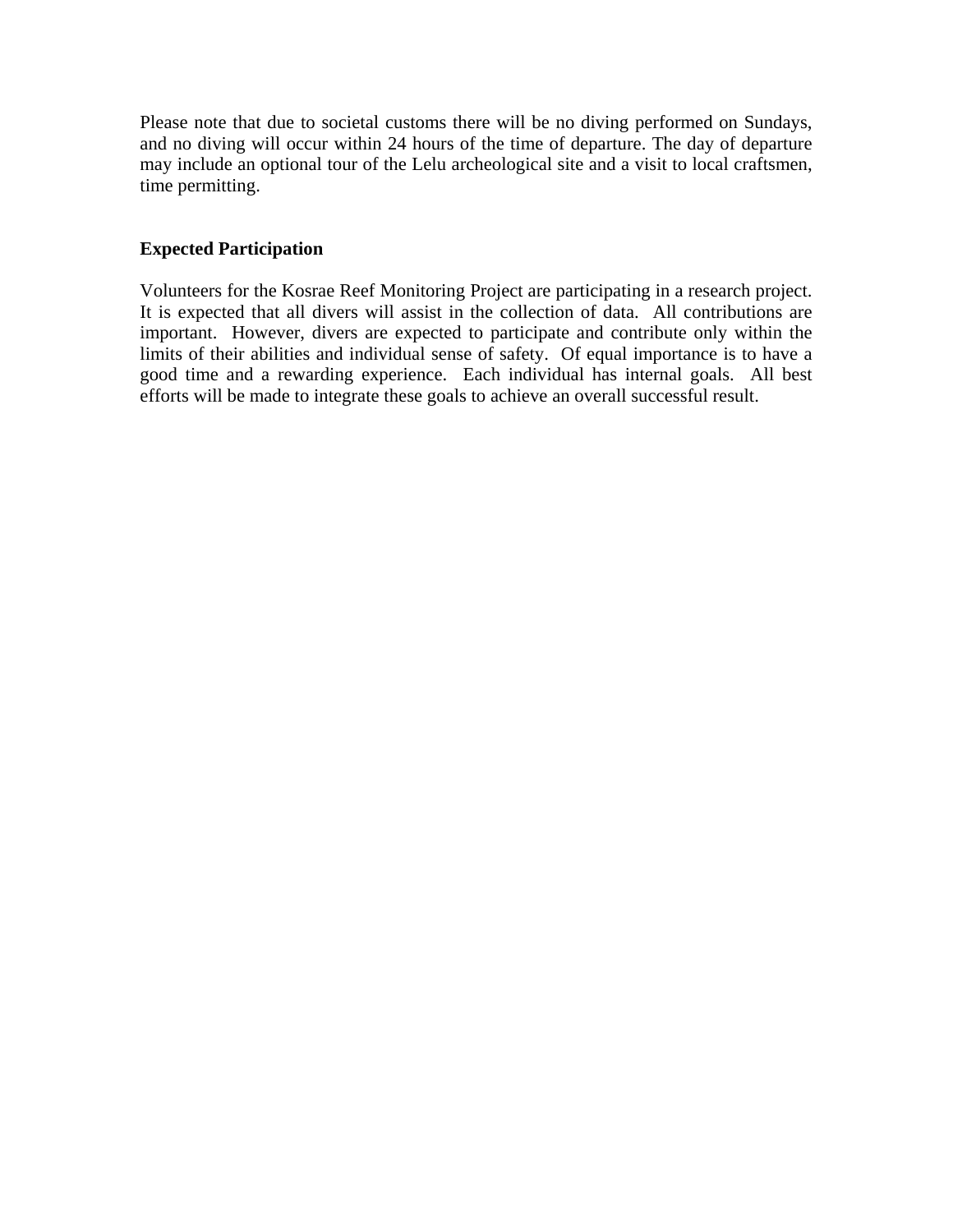Please note that due to societal customs there will be no diving performed on Sundays, and no diving will occur within 24 hours of the time of departure. The day of departure may include an optional tour of the Lelu archeological site and a visit to local craftsmen, time permitting.

**Expected Participation**

Volunteers for the Kosrae Reef Monitoring Project are participating in a research project. It is expected that all divers will assist in the collection of data. All contributions are important. However, divers are expected to participate and contribute only within the limits of their abilities and individual sense of safety. Of equal importance is to have a good time and a rewarding experience. Each individual has internal goals. All best efforts will be made to integrate these goals to achieve an overall successful result.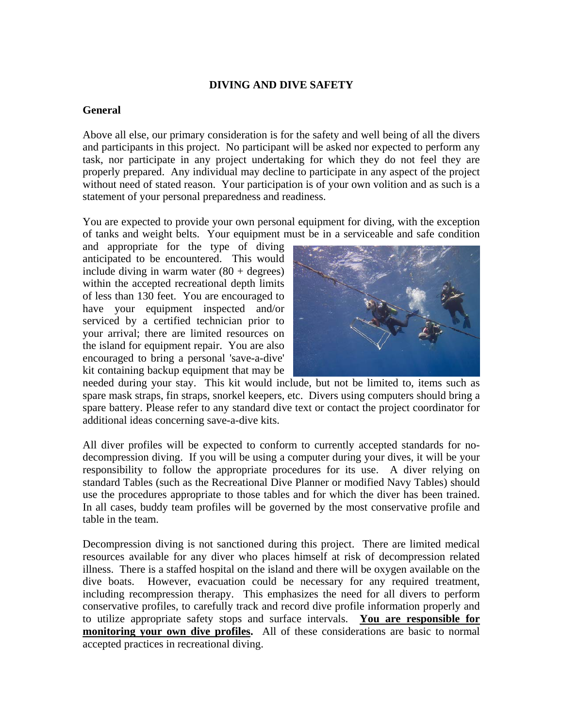**DIVING AND DIVE SAFETY**

**General**

Above all else, our primary consideration is for the safety and well being of all the divers and participants in this project. No participant will be asked nor expected to perform any task, nor participate in any project undertaking for which they do not feel they are properly prepared. Any individual may decline to participate in any aspect of the project without need of stated reason. Your participation is of your own volition and as such is a statement of your personal preparedness and readiness.

You are expected to provide your own personal equipment for diving, with the exception of tanks and weight belts. Your equipment must be in a serviceable and safe condition and appropriate for the type of diving anticipated to be encountered. This would include diving in warm water (80 + degrees) within the accepted recreational depth limits of less than 130 feet. You are encouraged to have your equipment inspected and/or serviced by a certified technician prior to your arrival; there are limited resources on the island for equipment repair. You are also encouraged to bring a personal 'save-a-dive' kit containing backup equipment that may be needed during your stay. This kit would include, but not be limited to, items such as spare mask straps, fin straps, snorkel keepers, etc. Divers using computers should bring a spare battery. Please refer to any standard dive text or contact the project coordinator for additional ideas concerning save-a-dive kits.

All diver profiles will be expected to conform to currently accepted standards for no-decompression diving. If you will be using a computer during your dives, it will be your responsibility to follow the appropriate procedures for its use. A diver relying on standard Tables (such as the Recreational Dive Planner or modified Navy Tables) should use the procedures appropriate to those tables and for which the diver has been trained. In all cases, buddy team profiles will be governed by the most conservative profile and table in the team.

Decompression diving is not sanctioned during this project. There are limited medical resources available for any diver who places himself at risk of decompression related illness. There is a staffed hospital on the island and there will be oxygen available on the dive boats. However, evacuation could be necessary for any required treatment, including recompression therapy. This emphasizes the need for all divers to perform conservative profiles, to carefully track and record dive profile information properly and to utilize appropriate safety stops and surface intervals. **You are responsible for monitoring your own dive profiles.** All of these considerations are basic to normal accepted practices in recreational diving.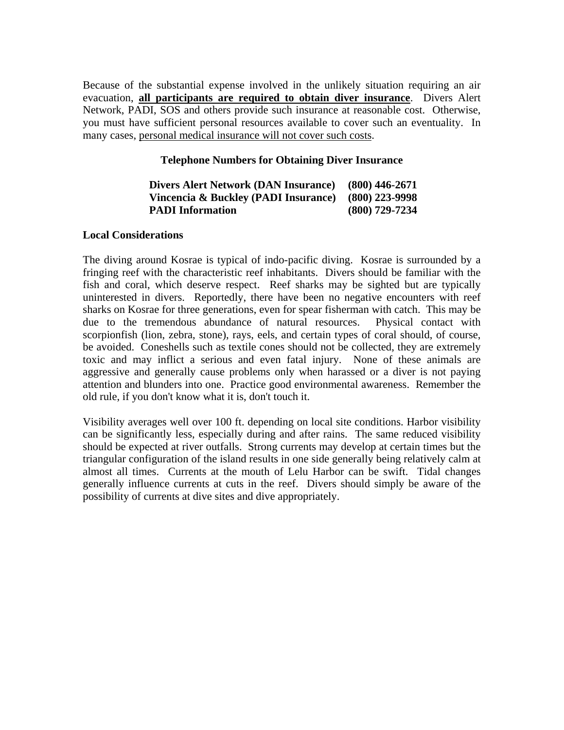Because of the substantial expense involved in the unlikely situation requiring an air evacuation, **<u>all participants are required to obtain diver insurance</u>**. Divers Alert Network, PADI, SOS and others provide such insurance at reasonable cost. Otherwise, you must have sufficient personal resources available to cover such an eventuality. In many cases, <u>personal medical insurance will not cover such costs</u>.

**Telephone Numbers for Obtaining Diver Insurance**

| | |
|---|---|
| **Divers Alert Network (DAN Insurance)** | **(800) 446-2671** |
| **Vincencia & Buckley (PADI Insurance)** | **(800) 223-9998** |
| **PADI Information** | **(800) 729-7234** |

**Local Considerations**

The diving around Kosrae is typical of indo-pacific diving. Kosrae is surrounded by a fringing reef with the characteristic reef inhabitants. Divers should be familiar with the fish and coral, which deserve respect. Reef sharks may be sighted but are typically uninterested in divers. Reportedly, there have been no negative encounters with reef sharks on Kosrae for three generations, even for spear fisherman with catch. This may be due to the tremendous abundance of natural resources. Physical contact with scorpionfish (lion, zebra, stone), rays, eels, and certain types of coral should, of course, be avoided. Coneshells such as textile cones should not be collected, they are extremely toxic and may inflict a serious and even fatal injury. None of these animals are aggressive and generally cause problems only when harassed or a diver is not paying attention and blunders into one. Practice good environmental awareness. Remember the old rule, if you don't know what it is, don't touch it.

Visibility averages well over 100 ft. depending on local site conditions. Harbor visibility can be significantly less, especially during and after rains. The same reduced visibility should be expected at river outfalls. Strong currents may develop at certain times but the triangular configuration of the island results in one side generally being relatively calm at almost all times. Currents at the mouth of Lelu Harbor can be swift. Tidal changes generally influence currents at cuts in the reef. Divers should simply be aware of the possibility of currents at dive sites and dive appropriately.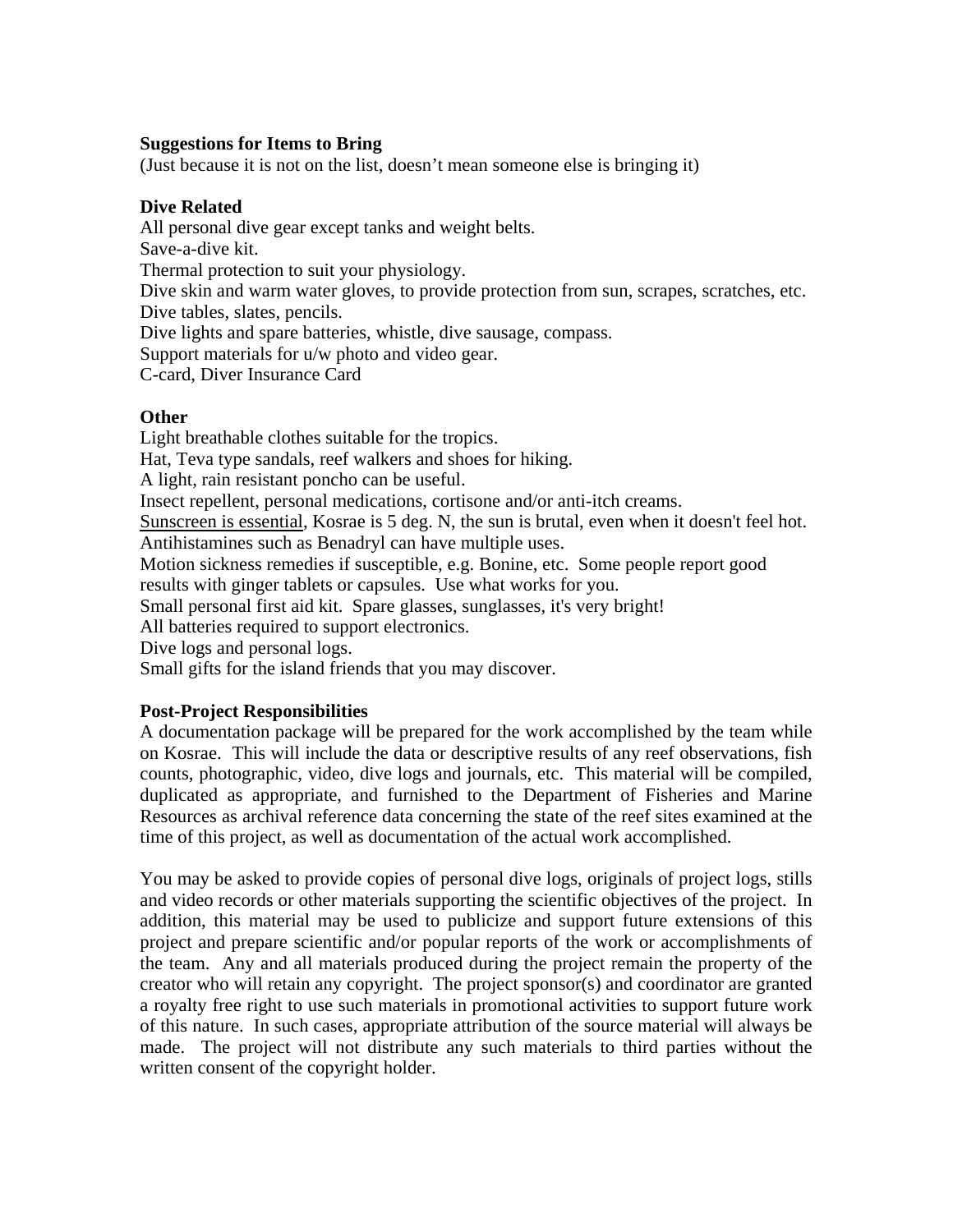**Suggestions for Items to Bring**

(Just because it is not on the list, doesn't mean someone else is bringing it)

**Dive Related**

All personal dive gear except tanks and weight belts.
Save-a-dive kit.
Thermal protection to suit your physiology.
Dive skin and warm water gloves, to provide protection from sun, scrapes, scratches, etc.
Dive tables, slates, pencils.
Dive lights and spare batteries, whistle, dive sausage, compass.
Support materials for u/w photo and video gear.
C-card, Diver Insurance Card

**Other**

Light breathable clothes suitable for the tropics.
Hat, Teva type sandals, reef walkers and shoes for hiking.
A light, rain resistant poncho can be useful.
Insect repellent, personal medications, cortisone and/or anti-itch creams.
<u>Sunscreen is essential</u>, Kosrae is 5 deg. N, the sun is brutal, even when it doesn't feel hot.
Antihistamines such as Benadryl can have multiple uses.
Motion sickness remedies if susceptible, e.g. Bonine, etc. Some people report good results with ginger tablets or capsules. Use what works for you.
Small personal first aid kit. Spare glasses, sunglasses, it's very bright!
All batteries required to support electronics.
Dive logs and personal logs.
Small gifts for the island friends that you may discover.

**Post-Project Responsibilities**

A documentation package will be prepared for the work accomplished by the team while on Kosrae. This will include the data or descriptive results of any reef observations, fish counts, photographic, video, dive logs and journals, etc. This material will be compiled, duplicated as appropriate, and furnished to the Department of Fisheries and Marine Resources as archival reference data concerning the state of the reef sites examined at the time of this project, as well as documentation of the actual work accomplished.

You may be asked to provide copies of personal dive logs, originals of project logs, stills and video records or other materials supporting the scientific objectives of the project. In addition, this material may be used to publicize and support future extensions of this project and prepare scientific and/or popular reports of the work or accomplishments of the team. Any and all materials produced during the project remain the property of the creator who will retain any copyright. The project sponsor(s) and coordinator are granted a royalty free right to use such materials in promotional activities to support future work of this nature. In such cases, appropriate attribution of the source material will always be made. The project will not distribute any such materials to third parties without the written consent of the copyright holder.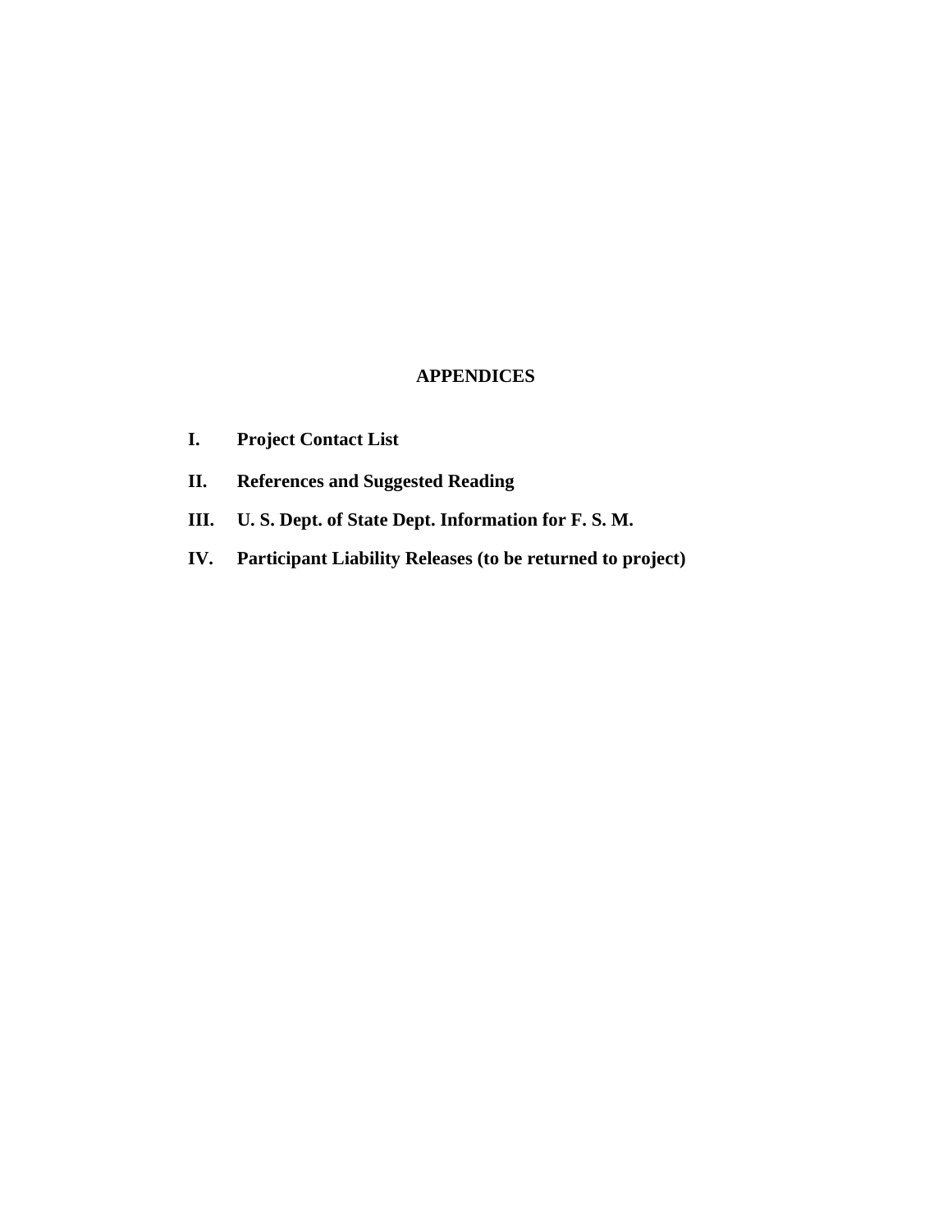# APPENDICES

**I. Project Contact List**

**II. References and Suggested Reading**

**III. U. S. Dept. of State Dept. Information for F. S. M.**

**IV. Participant Liability Releases (to be returned to project)**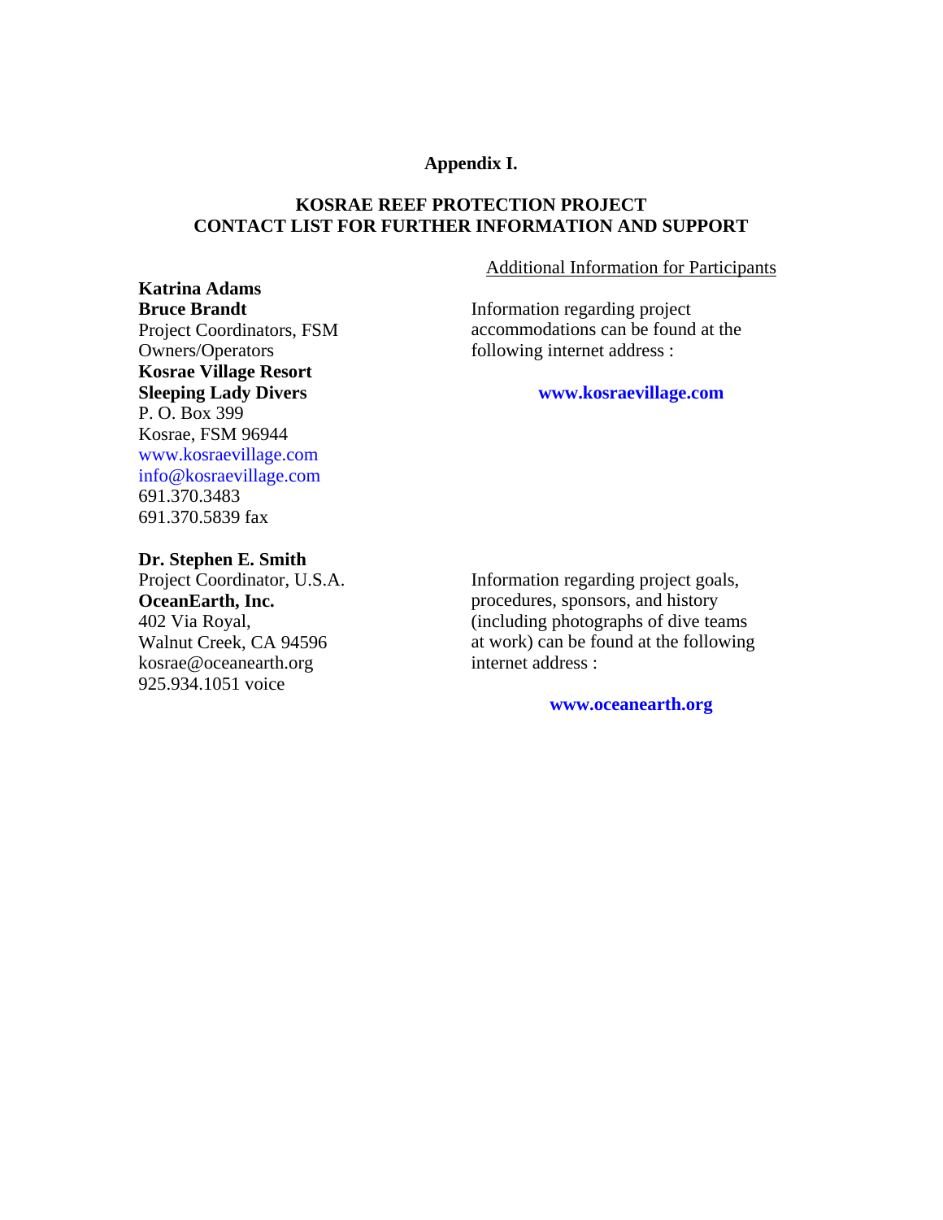**Appendix I.**

**KOSRAE REEF PROTECTION PROJECT**
**CONTACT LIST FOR FURTHER INFORMATION AND SUPPORT**

**Katrina Adams**
**Bruce Brandt**
Project Coordinators, FSM
Owners/Operators
**Kosrae Village Resort**
**Sleeping Lady Divers**
P. O. Box 399
Kosrae, FSM 96944
www.kosraevillage.com
info@kosraevillage.com
691.370.3483
691.370.5839 fax

**Dr. Stephen E. Smith**
Project Coordinator, U.S.A.
**OceanEarth, Inc.**
402 Via Royal,
Walnut Creek, CA 94596
kosrae@oceanearth.org
925.934.1051 voice

Additional Information for Participants

Information regarding project accommodations can be found at the following internet address :

**www.kosraevillage.com**

Information regarding project goals, procedures, sponsors, and history (including photographs of dive teams at work) can be found at the following internet address :

**www.oceanearth.org**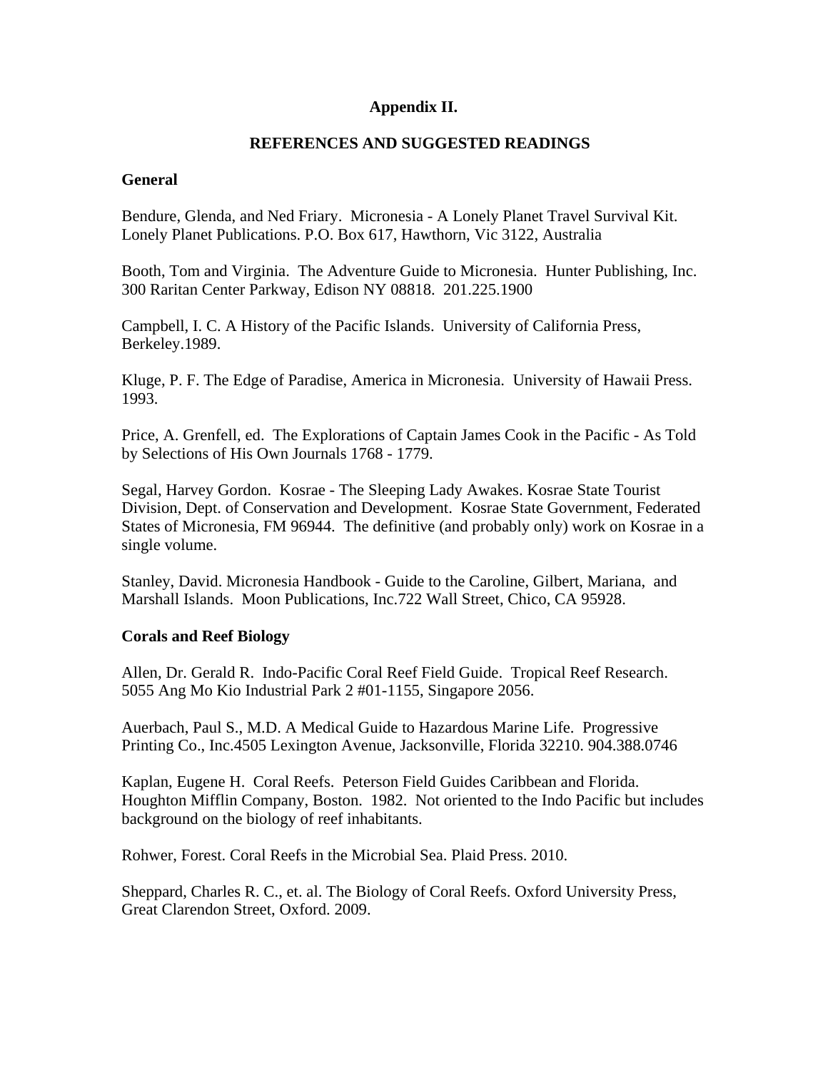## Appendix II.

## REFERENCES AND SUGGESTED READINGS

### General

Bendure, Glenda, and Ned Friary. Micronesia - A Lonely Planet Travel Survival Kit. Lonely Planet Publications. P.O. Box 617, Hawthorn, Vic 3122, Australia

Booth, Tom and Virginia. The Adventure Guide to Micronesia. Hunter Publishing, Inc. 300 Raritan Center Parkway, Edison NY 08818. 201.225.1900

Campbell, I. C. A History of the Pacific Islands. University of California Press, Berkeley.1989.

Kluge, P. F. The Edge of Paradise, America in Micronesia. University of Hawaii Press. 1993.

Price, A. Grenfell, ed. The Explorations of Captain James Cook in the Pacific - As Told by Selections of His Own Journals 1768 - 1779.

Segal, Harvey Gordon. Kosrae - The Sleeping Lady Awakes. Kosrae State Tourist Division, Dept. of Conservation and Development. Kosrae State Government, Federated States of Micronesia, FM 96944. The definitive (and probably only) work on Kosrae in a single volume.

Stanley, David. Micronesia Handbook - Guide to the Caroline, Gilbert, Mariana, and Marshall Islands. Moon Publications, Inc.722 Wall Street, Chico, CA 95928.

### Corals and Reef Biology

Allen, Dr. Gerald R. Indo-Pacific Coral Reef Field Guide. Tropical Reef Research. 5055 Ang Mo Kio Industrial Park 2 #01-1155, Singapore 2056.

Auerbach, Paul S., M.D. A Medical Guide to Hazardous Marine Life. Progressive Printing Co., Inc.4505 Lexington Avenue, Jacksonville, Florida 32210. 904.388.0746

Kaplan, Eugene H. Coral Reefs. Peterson Field Guides Caribbean and Florida. Houghton Mifflin Company, Boston. 1982. Not oriented to the Indo Pacific but includes background on the biology of reef inhabitants.

Rohwer, Forest. Coral Reefs in the Microbial Sea. Plaid Press. 2010.

Sheppard, Charles R. C., et. al. The Biology of Coral Reefs. Oxford University Press, Great Clarendon Street, Oxford. 2009.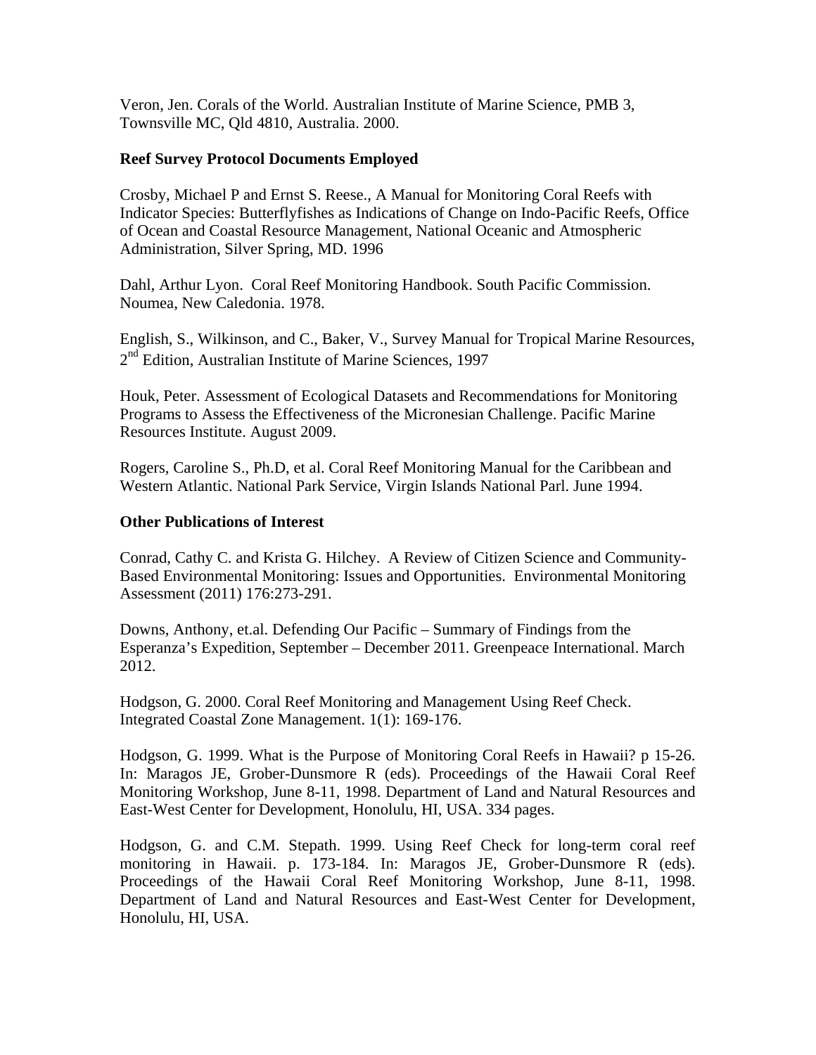Veron, Jen. Corals of the World. Australian Institute of Marine Science, PMB 3, Townsville MC, Qld 4810, Australia. 2000.

**Reef Survey Protocol Documents Employed**

Crosby, Michael P and Ernst S. Reese., A Manual for Monitoring Coral Reefs with Indicator Species: Butterflyfishes as Indications of Change on Indo-Pacific Reefs, Office of Ocean and Coastal Resource Management, National Oceanic and Atmospheric Administration, Silver Spring, MD. 1996

Dahl, Arthur Lyon. Coral Reef Monitoring Handbook. South Pacific Commission. Noumea, New Caledonia. 1978.

English, S., Wilkinson, and C., Baker, V., Survey Manual for Tropical Marine Resources, 2nd Edition, Australian Institute of Marine Sciences, 1997

Houk, Peter. Assessment of Ecological Datasets and Recommendations for Monitoring Programs to Assess the Effectiveness of the Micronesian Challenge. Pacific Marine Resources Institute. August 2009.

Rogers, Caroline S., Ph.D, et al. Coral Reef Monitoring Manual for the Caribbean and Western Atlantic. National Park Service, Virgin Islands National Parl. June 1994.

**Other Publications of Interest**

Conrad, Cathy C. and Krista G. Hilchey. A Review of Citizen Science and Community-Based Environmental Monitoring: Issues and Opportunities. Environmental Monitoring Assessment (2011) 176:273-291.

Downs, Anthony, et.al. Defending Our Pacific – Summary of Findings from the Esperanza's Expedition, September – December 2011. Greenpeace International. March 2012.

Hodgson, G. 2000. Coral Reef Monitoring and Management Using Reef Check. Integrated Coastal Zone Management. 1(1): 169-176.

Hodgson, G. 1999. What is the Purpose of Monitoring Coral Reefs in Hawaii? p 15-26. In: Maragos JE, Grober-Dunsmore R (eds). Proceedings of the Hawaii Coral Reef Monitoring Workshop, June 8-11, 1998. Department of Land and Natural Resources and East-West Center for Development, Honolulu, HI, USA. 334 pages.

Hodgson, G. and C.M. Stepath. 1999. Using Reef Check for long-term coral reef monitoring in Hawaii. p. 173-184. In: Maragos JE, Grober-Dunsmore R (eds). Proceedings of the Hawaii Coral Reef Monitoring Workshop, June 8-11, 1998. Department of Land and Natural Resources and East-West Center for Development, Honolulu, HI, USA.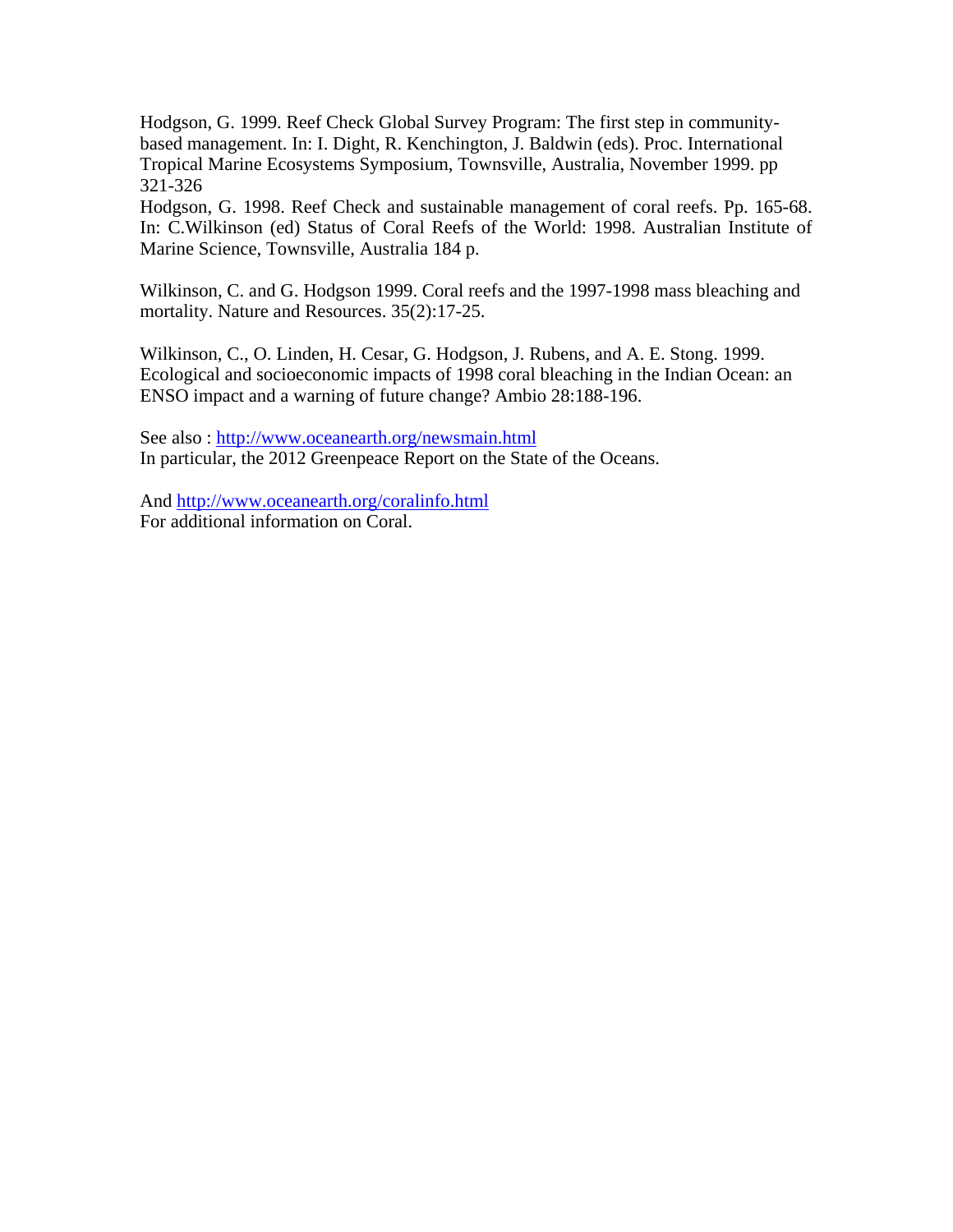Hodgson, G. 1999. Reef Check Global Survey Program: The first step in community-based management. In: I. Dight, R. Kenchington, J. Baldwin (eds). Proc. International Tropical Marine Ecosystems Symposium, Townsville, Australia, November 1999. pp 321-326

Hodgson, G. 1998. Reef Check and sustainable management of coral reefs. Pp. 165-68. In: C.Wilkinson (ed) Status of Coral Reefs of the World: 1998. Australian Institute of Marine Science, Townsville, Australia 184 p.

Wilkinson, C. and G. Hodgson 1999. Coral reefs and the 1997-1998 mass bleaching and mortality. Nature and Resources. 35(2):17-25.

Wilkinson, C., O. Linden, H. Cesar, G. Hodgson, J. Rubens, and A. E. Stong. 1999. Ecological and socioeconomic impacts of 1998 coral bleaching in the Indian Ocean: an ENSO impact and a warning of future change? Ambio 28:188-196.

See also : http://www.oceanearth.org/newsmain.html
In particular, the 2012 Greenpeace Report on the State of the Oceans.

And http://www.oceanearth.org/coralinfo.html
For additional information on Coral.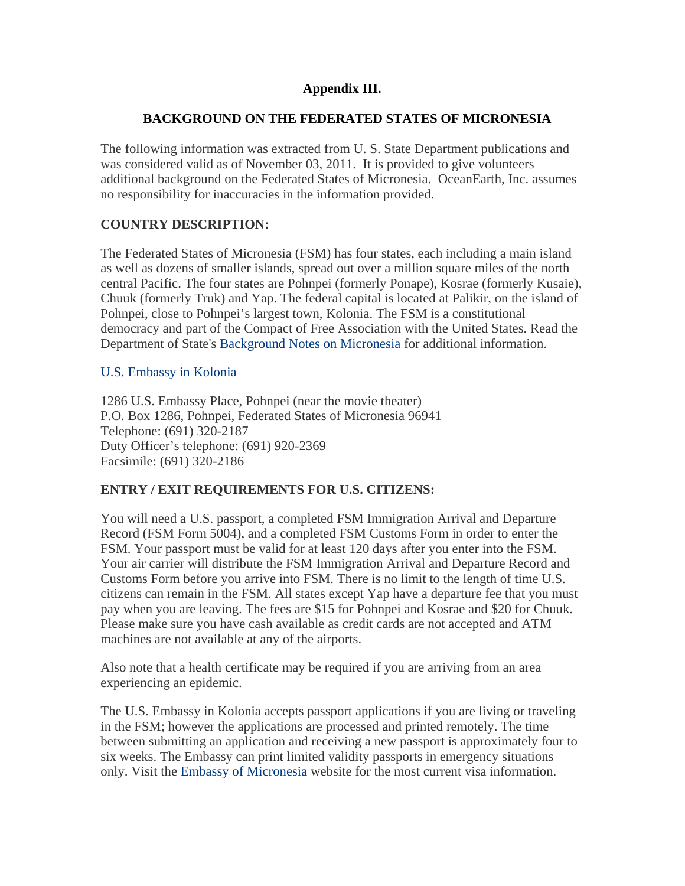# Appendix III.

## BACKGROUND ON THE FEDERATED STATES OF MICRONESIA

The following information was extracted from U. S. State Department publications and was considered valid as of November 03, 2011. It is provided to give volunteers additional background on the Federated States of Micronesia. OceanEarth, Inc. assumes no responsibility for inaccuracies in the information provided.

### COUNTRY DESCRIPTION:

The Federated States of Micronesia (FSM) has four states, each including a main island as well as dozens of smaller islands, spread out over a million square miles of the north central Pacific. The four states are Pohnpei (formerly Ponape), Kosrae (formerly Kusaie), Chuuk (formerly Truk) and Yap. The federal capital is located at Palikir, on the island of Pohnpei, close to Pohnpei's largest town, Kolonia. The FSM is a constitutional democracy and part of the Compact of Free Association with the United States. Read the Department of State's Background Notes on Micronesia for additional information.

U.S. Embassy in Kolonia

1286 U.S. Embassy Place, Pohnpei (near the movie theater)
P.O. Box 1286, Pohnpei, Federated States of Micronesia 96941
Telephone: (691) 320-2187
Duty Officer's telephone: (691) 920-2369
Facsimile: (691) 320-2186

### ENTRY / EXIT REQUIREMENTS FOR U.S. CITIZENS:

You will need a U.S. passport, a completed FSM Immigration Arrival and Departure Record (FSM Form 5004), and a completed FSM Customs Form in order to enter the FSM. Your passport must be valid for at least 120 days after you enter into the FSM. Your air carrier will distribute the FSM Immigration Arrival and Departure Record and Customs Form before you arrive into FSM. There is no limit to the length of time U.S. citizens can remain in the FSM. All states except Yap have a departure fee that you must pay when you are leaving. The fees are $15 for Pohnpei and Kosrae and $20 for Chuuk. Please make sure you have cash available as credit cards are not accepted and ATM machines are not available at any of the airports.

Also note that a health certificate may be required if you are arriving from an area experiencing an epidemic.

The U.S. Embassy in Kolonia accepts passport applications if you are living or traveling in the FSM; however the applications are processed and printed remotely. The time between submitting an application and receiving a new passport is approximately four to six weeks. The Embassy can print limited validity passports in emergency situations only. Visit the Embassy of Micronesia website for the most current visa information.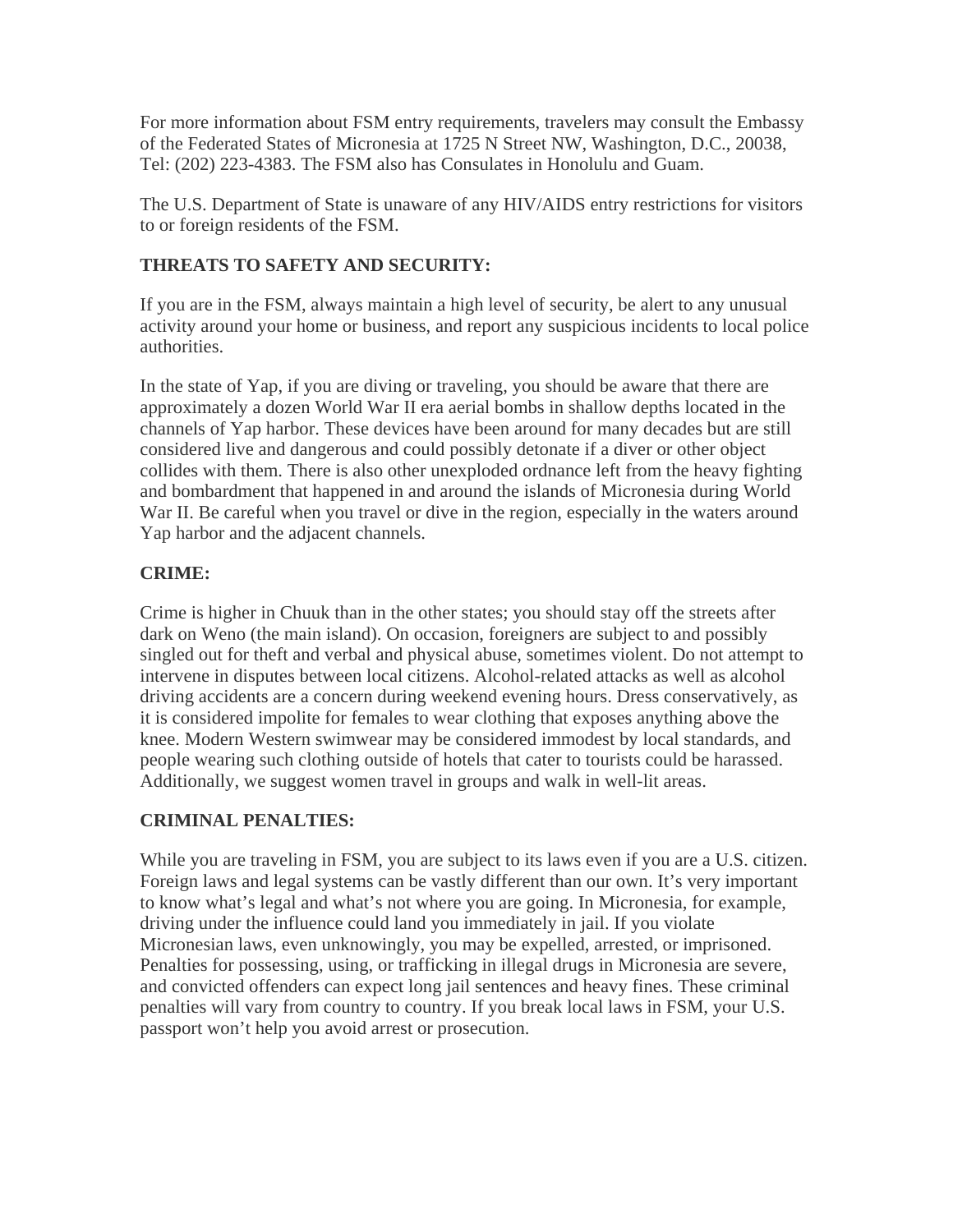For more information about FSM entry requirements, travelers may consult the Embassy of the Federated States of Micronesia at 1725 N Street NW, Washington, D.C., 20038, Tel: (202) 223-4383. The FSM also has Consulates in Honolulu and Guam.

The U.S. Department of State is unaware of any HIV/AIDS entry restrictions for visitors to or foreign residents of the FSM.

**THREATS TO SAFETY AND SECURITY:**

If you are in the FSM, always maintain a high level of security, be alert to any unusual activity around your home or business, and report any suspicious incidents to local police authorities.

In the state of Yap, if you are diving or traveling, you should be aware that there are approximately a dozen World War II era aerial bombs in shallow depths located in the channels of Yap harbor. These devices have been around for many decades but are still considered live and dangerous and could possibly detonate if a diver or other object collides with them. There is also other unexploded ordnance left from the heavy fighting and bombardment that happened in and around the islands of Micronesia during World War II. Be careful when you travel or dive in the region, especially in the waters around Yap harbor and the adjacent channels.

**CRIME:**

Crime is higher in Chuuk than in the other states; you should stay off the streets after dark on Weno (the main island). On occasion, foreigners are subject to and possibly singled out for theft and verbal and physical abuse, sometimes violent. Do not attempt to intervene in disputes between local citizens. Alcohol-related attacks as well as alcohol driving accidents are a concern during weekend evening hours. Dress conservatively, as it is considered impolite for females to wear clothing that exposes anything above the knee. Modern Western swimwear may be considered immodest by local standards, and people wearing such clothing outside of hotels that cater to tourists could be harassed. Additionally, we suggest women travel in groups and walk in well-lit areas.

**CRIMINAL PENALTIES:**

While you are traveling in FSM, you are subject to its laws even if you are a U.S. citizen. Foreign laws and legal systems can be vastly different than our own. It's very important to know what's legal and what's not where you are going. In Micronesia, for example, driving under the influence could land you immediately in jail. If you violate Micronesian laws, even unknowingly, you may be expelled, arrested, or imprisoned. Penalties for possessing, using, or trafficking in illegal drugs in Micronesia are severe, and convicted offenders can expect long jail sentences and heavy fines. These criminal penalties will vary from country to country. If you break local laws in FSM, your U.S. passport won't help you avoid arrest or prosecution.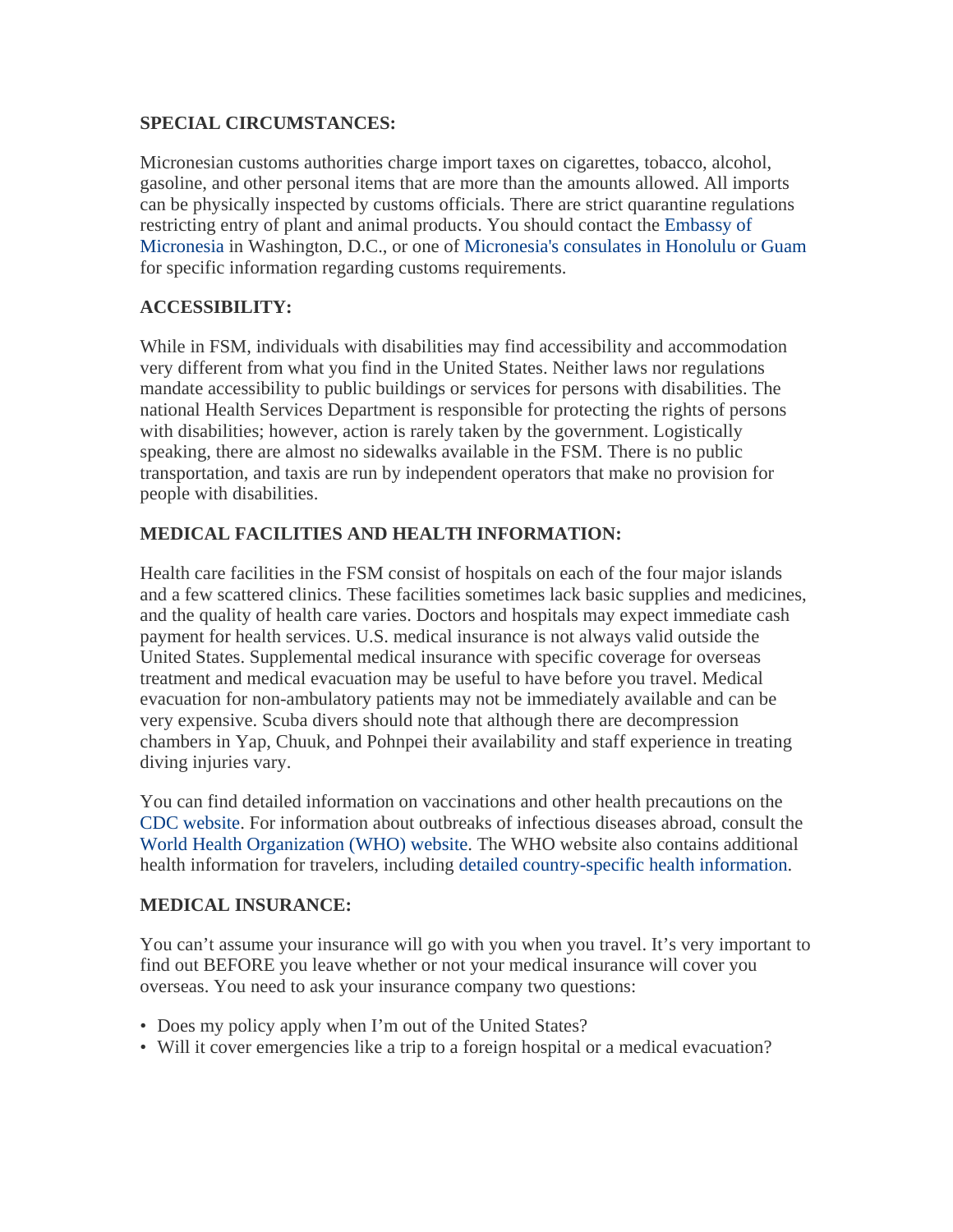**SPECIAL CIRCUMSTANCES:**

Micronesian customs authorities charge import taxes on cigarettes, tobacco, alcohol, gasoline, and other personal items that are more than the amounts allowed. All imports can be physically inspected by customs officials. There are strict quarantine regulations restricting entry of plant and animal products. You should contact the Embassy of Micronesia in Washington, D.C., or one of Micronesia's consulates in Honolulu or Guam for specific information regarding customs requirements.

**ACCESSIBILITY:**

While in FSM, individuals with disabilities may find accessibility and accommodation very different from what you find in the United States. Neither laws nor regulations mandate accessibility to public buildings or services for persons with disabilities. The national Health Services Department is responsible for protecting the rights of persons with disabilities; however, action is rarely taken by the government. Logistically speaking, there are almost no sidewalks available in the FSM. There is no public transportation, and taxis are run by independent operators that make no provision for people with disabilities.

**MEDICAL FACILITIES AND HEALTH INFORMATION:**

Health care facilities in the FSM consist of hospitals on each of the four major islands and a few scattered clinics. These facilities sometimes lack basic supplies and medicines, and the quality of health care varies. Doctors and hospitals may expect immediate cash payment for health services. U.S. medical insurance is not always valid outside the United States. Supplemental medical insurance with specific coverage for overseas treatment and medical evacuation may be useful to have before you travel. Medical evacuation for non-ambulatory patients may not be immediately available and can be very expensive. Scuba divers should note that although there are decompression chambers in Yap, Chuuk, and Pohnpei their availability and staff experience in treating diving injuries vary.

You can find detailed information on vaccinations and other health precautions on the CDC website. For information about outbreaks of infectious diseases abroad, consult the World Health Organization (WHO) website. The WHO website also contains additional health information for travelers, including detailed country-specific health information.

**MEDICAL INSURANCE:**

You can't assume your insurance will go with you when you travel. It's very important to find out BEFORE you leave whether or not your medical insurance will cover you overseas. You need to ask your insurance company two questions:

- Does my policy apply when I'm out of the United States?
- Will it cover emergencies like a trip to a foreign hospital or a medical evacuation?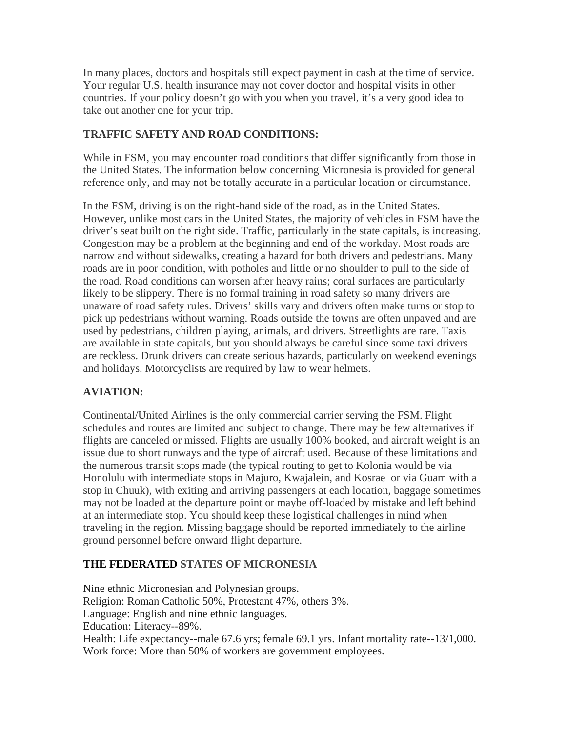In many places, doctors and hospitals still expect payment in cash at the time of service. Your regular U.S. health insurance may not cover doctor and hospital visits in other countries. If your policy doesn't go with you when you travel, it's a very good idea to take out another one for your trip.

**TRAFFIC SAFETY AND ROAD CONDITIONS:**

While in FSM, you may encounter road conditions that differ significantly from those in the United States. The information below concerning Micronesia is provided for general reference only, and may not be totally accurate in a particular location or circumstance.

In the FSM, driving is on the right-hand side of the road, as in the United States. However, unlike most cars in the United States, the majority of vehicles in FSM have the driver's seat built on the right side. Traffic, particularly in the state capitals, is increasing. Congestion may be a problem at the beginning and end of the workday. Most roads are narrow and without sidewalks, creating a hazard for both drivers and pedestrians. Many roads are in poor condition, with potholes and little or no shoulder to pull to the side of the road. Road conditions can worsen after heavy rains; coral surfaces are particularly likely to be slippery. There is no formal training in road safety so many drivers are unaware of road safety rules. Drivers' skills vary and drivers often make turns or stop to pick up pedestrians without warning. Roads outside the towns are often unpaved and are used by pedestrians, children playing, animals, and drivers. Streetlights are rare. Taxis are available in state capitals, but you should always be careful since some taxi drivers are reckless. Drunk drivers can create serious hazards, particularly on weekend evenings and holidays. Motorcyclists are required by law to wear helmets.

**AVIATION:**

Continental/United Airlines is the only commercial carrier serving the FSM. Flight schedules and routes are limited and subject to change. There may be few alternatives if flights are canceled or missed. Flights are usually 100% booked, and aircraft weight is an issue due to short runways and the type of aircraft used. Because of these limitations and the numerous transit stops made (the typical routing to get to Kolonia would be via Honolulu with intermediate stops in Majuro, Kwajalein, and Kosrae or via Guam with a stop in Chuuk), with exiting and arriving passengers at each location, baggage sometimes may not be loaded at the departure point or maybe off-loaded by mistake and left behind at an intermediate stop. You should keep these logistical challenges in mind when traveling in the region. Missing baggage should be reported immediately to the airline ground personnel before onward flight departure.

**THE FEDERATED STATES OF MICRONESIA**

Nine ethnic Micronesian and Polynesian groups.
Religion: Roman Catholic 50%, Protestant 47%, others 3%.
Language: English and nine ethnic languages.
Education: Literacy--89%.
Health: Life expectancy--male 67.6 yrs; female 69.1 yrs. Infant mortality rate--13/1,000.
Work force: More than 50% of workers are government employees.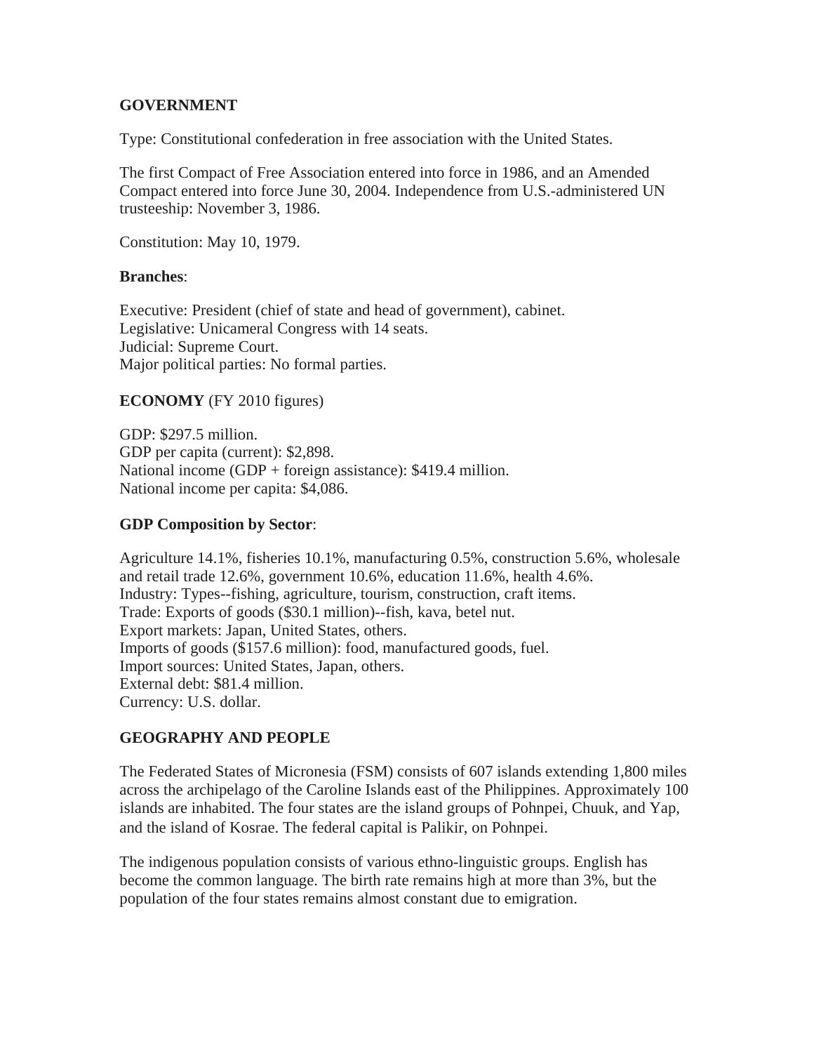**GOVERNMENT**

Type: Constitutional confederation in free association with the United States.

The first Compact of Free Association entered into force in 1986, and an Amended Compact entered into force June 30, 2004. Independence from U.S.-administered UN trusteeship: November 3, 1986.

Constitution: May 10, 1979.

**Branches**:

Executive: President (chief of state and head of government), cabinet.
Legislative: Unicameral Congress with 14 seats.
Judicial: Supreme Court.
Major political parties: No formal parties.

**ECONOMY** (FY 2010 figures)

GDP: $297.5 million.
GDP per capita (current): $2,898.
National income (GDP + foreign assistance): $419.4 million.
National income per capita: $4,086.

**GDP Composition by Sector**:

Agriculture 14.1%, fisheries 10.1%, manufacturing 0.5%, construction 5.6%, wholesale and retail trade 12.6%, government 10.6%, education 11.6%, health 4.6%.
Industry: Types--fishing, agriculture, tourism, construction, craft items.
Trade: Exports of goods ($30.1 million)--fish, kava, betel nut.
Export markets: Japan, United States, others.
Imports of goods ($157.6 million): food, manufactured goods, fuel.
Import sources: United States, Japan, others.
External debt: $81.4 million.
Currency: U.S. dollar.

**GEOGRAPHY AND PEOPLE**

The Federated States of Micronesia (FSM) consists of 607 islands extending 1,800 miles across the archipelago of the Caroline Islands east of the Philippines. Approximately 100 islands are inhabited. The four states are the island groups of Pohnpei, Chuuk, and Yap, and the island of Kosrae. The federal capital is Palikir, on Pohnpei.

The indigenous population consists of various ethno-linguistic groups. English has become the common language. The birth rate remains high at more than 3%, but the population of the four states remains almost constant due to emigration.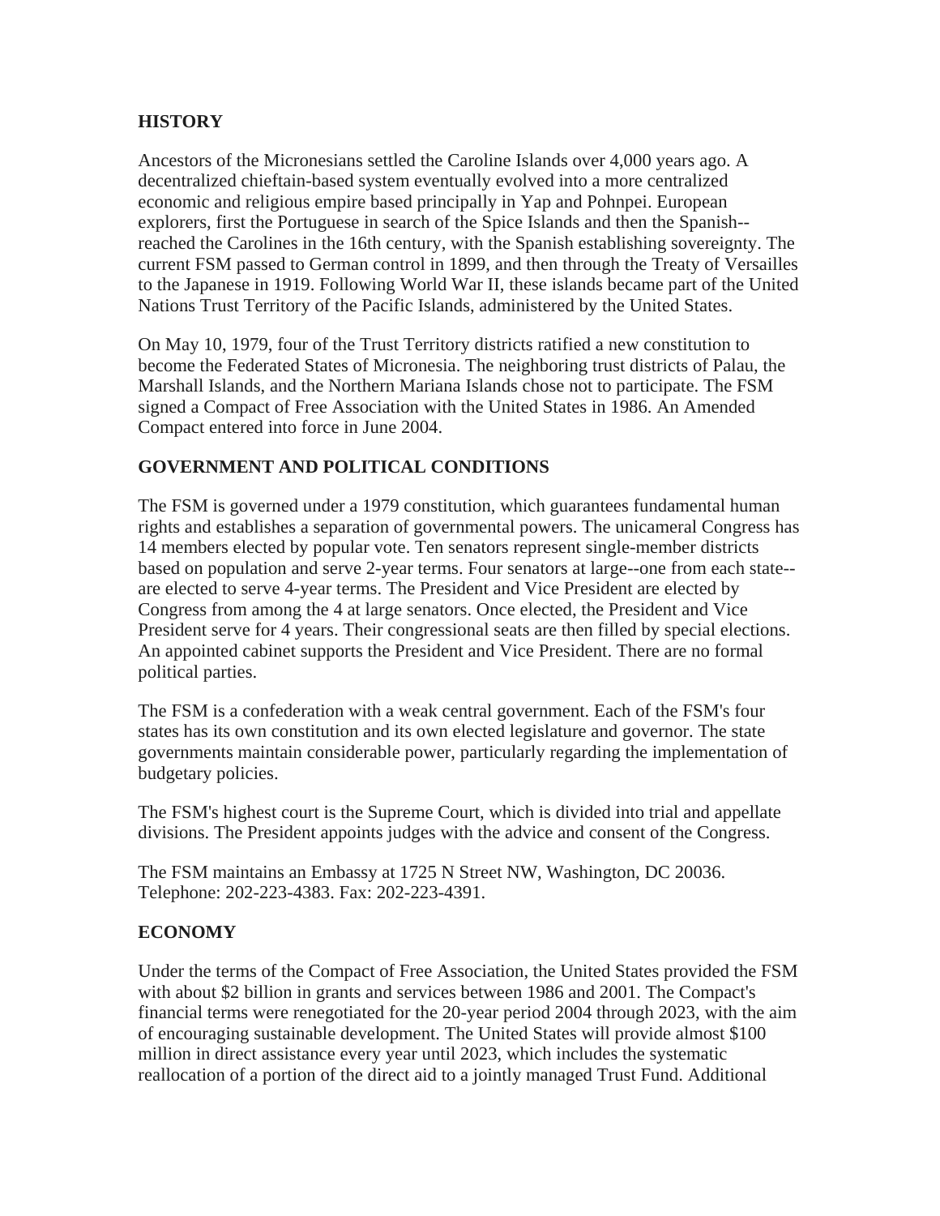## HISTORY

Ancestors of the Micronesians settled the Caroline Islands over 4,000 years ago. A decentralized chieftain-based system eventually evolved into a more centralized economic and religious empire based principally in Yap and Pohnpei. European explorers, first the Portuguese in search of the Spice Islands and then the Spanish--reached the Carolines in the 16th century, with the Spanish establishing sovereignty. The current FSM passed to German control in 1899, and then through the Treaty of Versailles to the Japanese in 1919. Following World War II, these islands became part of the United Nations Trust Territory of the Pacific Islands, administered by the United States.

On May 10, 1979, four of the Trust Territory districts ratified a new constitution to become the Federated States of Micronesia. The neighboring trust districts of Palau, the Marshall Islands, and the Northern Mariana Islands chose not to participate. The FSM signed a Compact of Free Association with the United States in 1986. An Amended Compact entered into force in June 2004.

## GOVERNMENT AND POLITICAL CONDITIONS

The FSM is governed under a 1979 constitution, which guarantees fundamental human rights and establishes a separation of governmental powers. The unicameral Congress has 14 members elected by popular vote. Ten senators represent single-member districts based on population and serve 2-year terms. Four senators at large--one from each state--are elected to serve 4-year terms. The President and Vice President are elected by Congress from among the 4 at large senators. Once elected, the President and Vice President serve for 4 years. Their congressional seats are then filled by special elections. An appointed cabinet supports the President and Vice President. There are no formal political parties.

The FSM is a confederation with a weak central government. Each of the FSM's four states has its own constitution and its own elected legislature and governor. The state governments maintain considerable power, particularly regarding the implementation of budgetary policies.

The FSM's highest court is the Supreme Court, which is divided into trial and appellate divisions. The President appoints judges with the advice and consent of the Congress.

The FSM maintains an Embassy at 1725 N Street NW, Washington, DC 20036. Telephone: 202-223-4383. Fax: 202-223-4391.

## ECONOMY

Under the terms of the Compact of Free Association, the United States provided the FSM with about $2 billion in grants and services between 1986 and 2001. The Compact's financial terms were renegotiated for the 20-year period 2004 through 2023, with the aim of encouraging sustainable development. The United States will provide almost $100 million in direct assistance every year until 2023, which includes the systematic reallocation of a portion of the direct aid to a jointly managed Trust Fund. Additional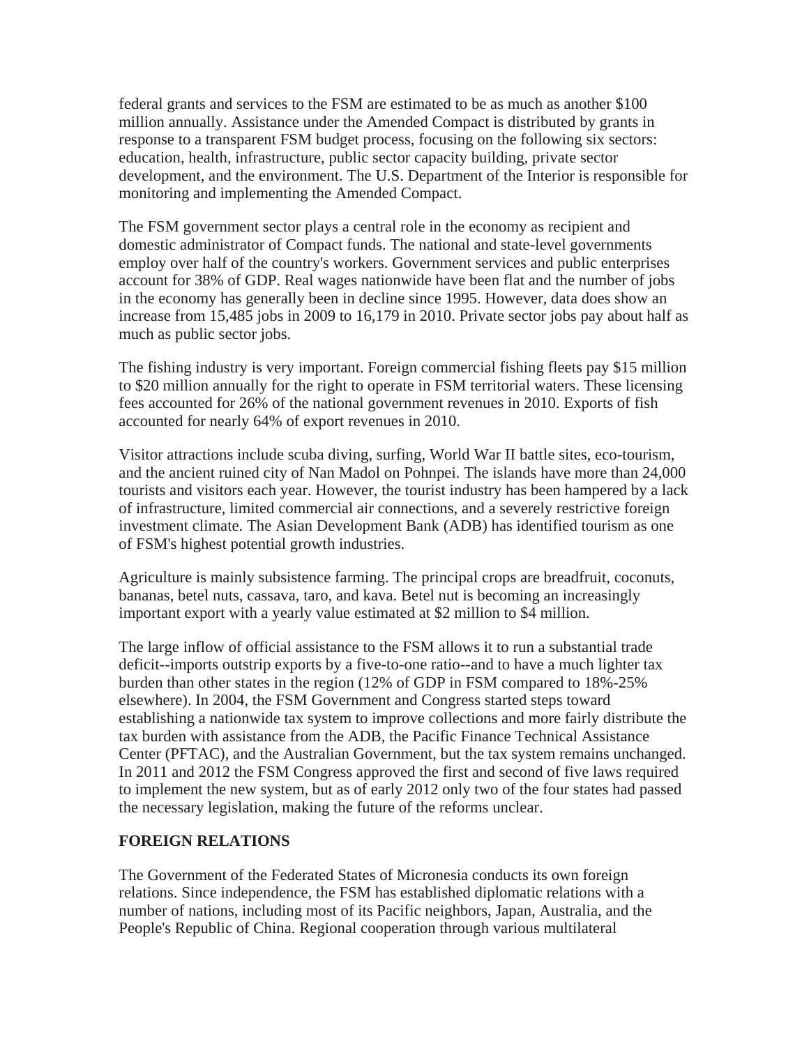federal grants and services to the FSM are estimated to be as much as another $100 million annually. Assistance under the Amended Compact is distributed by grants in response to a transparent FSM budget process, focusing on the following six sectors: education, health, infrastructure, public sector capacity building, private sector development, and the environment. The U.S. Department of the Interior is responsible for monitoring and implementing the Amended Compact.

The FSM government sector plays a central role in the economy as recipient and domestic administrator of Compact funds. The national and state-level governments employ over half of the country's workers. Government services and public enterprises account for 38% of GDP. Real wages nationwide have been flat and the number of jobs in the economy has generally been in decline since 1995. However, data does show an increase from 15,485 jobs in 2009 to 16,179 in 2010. Private sector jobs pay about half as much as public sector jobs.

The fishing industry is very important. Foreign commercial fishing fleets pay $15 million to $20 million annually for the right to operate in FSM territorial waters. These licensing fees accounted for 26% of the national government revenues in 2010. Exports of fish accounted for nearly 64% of export revenues in 2010.

Visitor attractions include scuba diving, surfing, World War II battle sites, eco-tourism, and the ancient ruined city of Nan Madol on Pohnpei. The islands have more than 24,000 tourists and visitors each year. However, the tourist industry has been hampered by a lack of infrastructure, limited commercial air connections, and a severely restrictive foreign investment climate. The Asian Development Bank (ADB) has identified tourism as one of FSM's highest potential growth industries.

Agriculture is mainly subsistence farming. The principal crops are breadfruit, coconuts, bananas, betel nuts, cassava, taro, and kava. Betel nut is becoming an increasingly important export with a yearly value estimated at $2 million to $4 million.

The large inflow of official assistance to the FSM allows it to run a substantial trade deficit--imports outstrip exports by a five-to-one ratio--and to have a much lighter tax burden than other states in the region (12% of GDP in FSM compared to 18%-25% elsewhere). In 2004, the FSM Government and Congress started steps toward establishing a nationwide tax system to improve collections and more fairly distribute the tax burden with assistance from the ADB, the Pacific Finance Technical Assistance Center (PFTAC), and the Australian Government, but the tax system remains unchanged. In 2011 and 2012 the FSM Congress approved the first and second of five laws required to implement the new system, but as of early 2012 only two of the four states had passed the necessary legislation, making the future of the reforms unclear.

## FOREIGN RELATIONS

The Government of the Federated States of Micronesia conducts its own foreign relations. Since independence, the FSM has established diplomatic relations with a number of nations, including most of its Pacific neighbors, Japan, Australia, and the People's Republic of China. Regional cooperation through various multilateral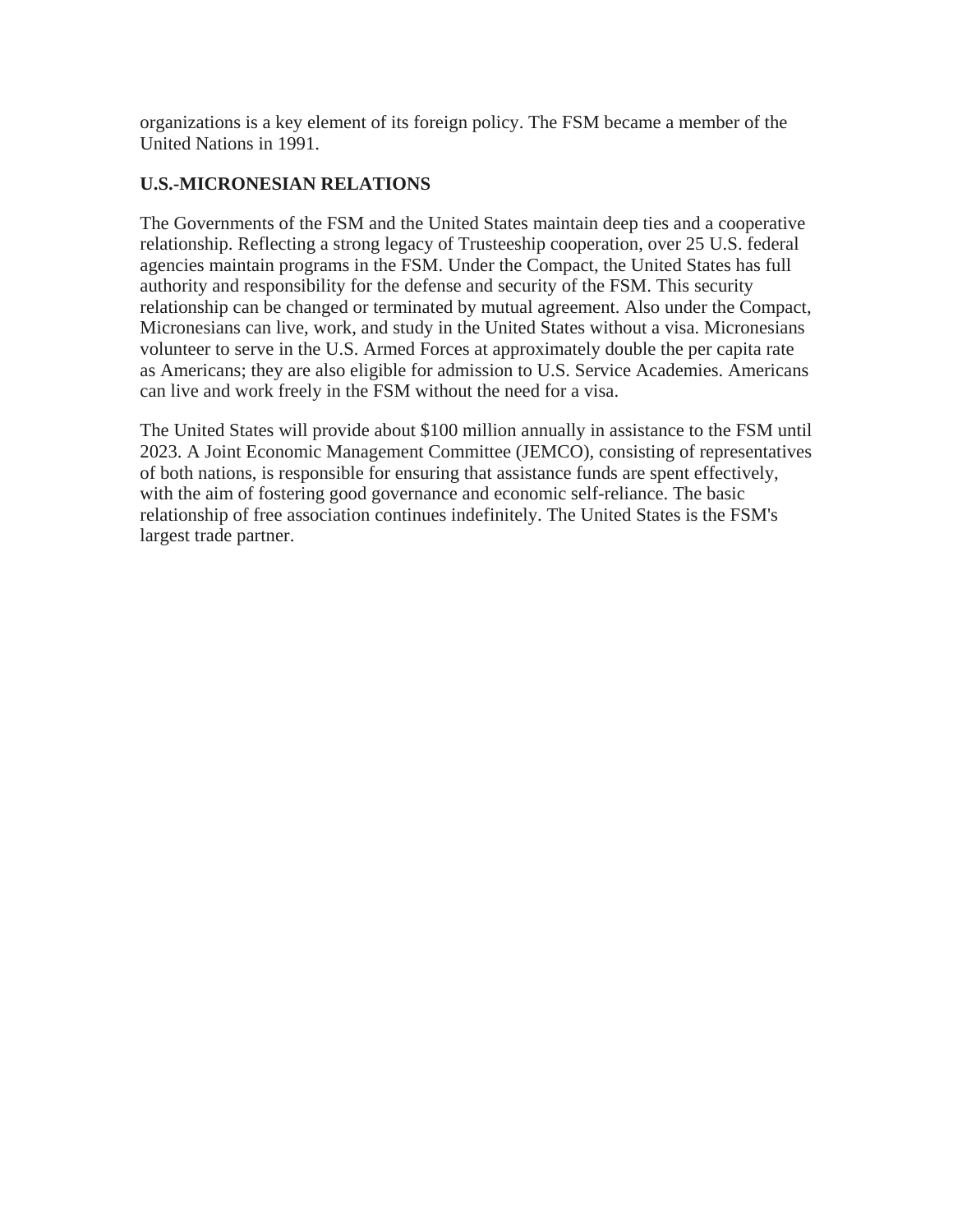organizations is a key element of its foreign policy. The FSM became a member of the United Nations in 1991.

**U.S.-MICRONESIAN RELATIONS**

The Governments of the FSM and the United States maintain deep ties and a cooperative relationship. Reflecting a strong legacy of Trusteeship cooperation, over 25 U.S. federal agencies maintain programs in the FSM. Under the Compact, the United States has full authority and responsibility for the defense and security of the FSM. This security relationship can be changed or terminated by mutual agreement. Also under the Compact, Micronesians can live, work, and study in the United States without a visa. Micronesians volunteer to serve in the U.S. Armed Forces at approximately double the per capita rate as Americans; they are also eligible for admission to U.S. Service Academies. Americans can live and work freely in the FSM without the need for a visa.

The United States will provide about $100 million annually in assistance to the FSM until 2023. A Joint Economic Management Committee (JEMCO), consisting of representatives of both nations, is responsible for ensuring that assistance funds are spent effectively, with the aim of fostering good governance and economic self-reliance. The basic relationship of free association continues indefinitely. The United States is the FSM's largest trade partner.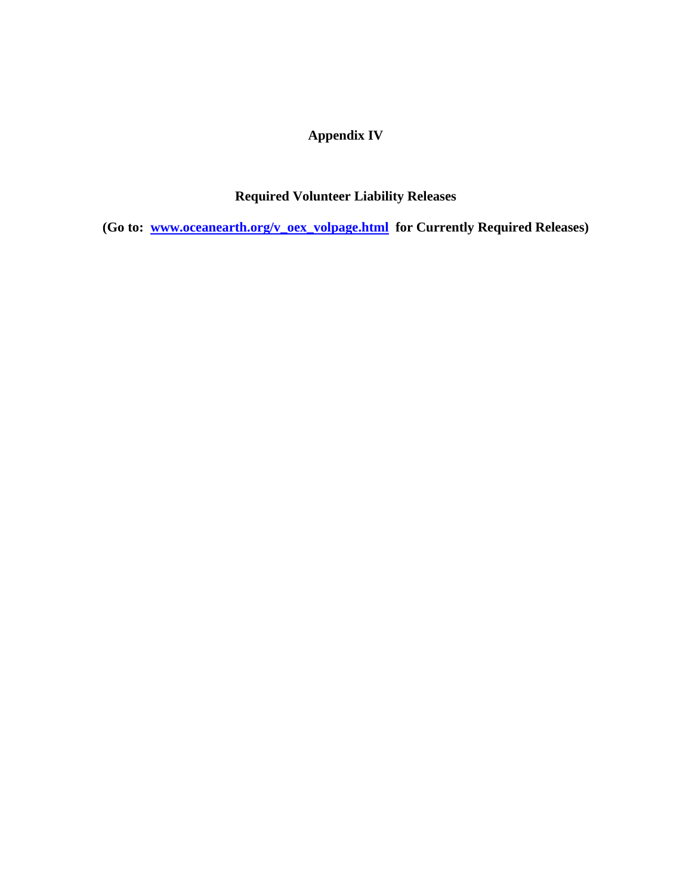# Appendix IV

## Required Volunteer Liability Releases

**(Go to: [www.oceanearth.org/v_oex_volpage.html](http://www.oceanearth.org/v_oex_volpage.html) for Currently Required Releases)**